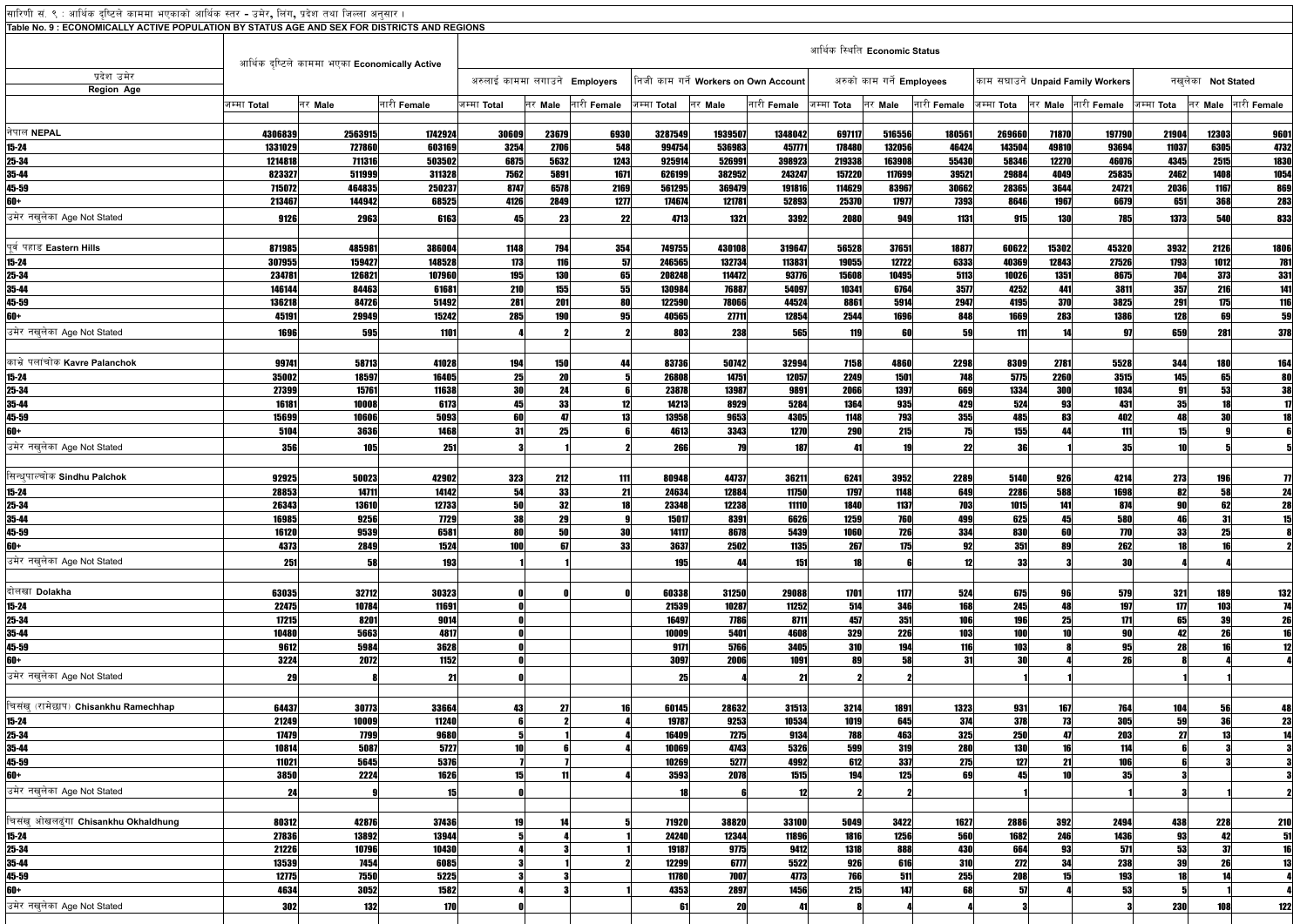सारिणी सं. ९ : आर्थिक दृष्टिले काममा भएकाको आर्थिक स्तर - उमेर, लिंग, प्रदेश तथा जिल्ला अनुसार ।

Table No. 9 : ECONOMICALLY ACTIVE POPULATION BY STATUS AGE AND SEX FOR DISTRICTS AND REGIONS

| प्रदेश उमेर Region Age | आर्थिक दृष्टिले काममा भएका Economically Active | | | आर्थिक स्थिति Economic Status | | | | | | | | | | | | | | |
|---|---|---|---|---|---|---|---|---|---|---|---|---|---|---|---|---|---|---|
| | | | | अरुलाई काममा लगाउने Employers | | | निजी काम गर्ने Workers on Own Account | | | अरुको काम गर्ने Employees | | | काम सघाउने Unpaid Family Workers | | | नखुलेका Not Stated | | |
| | जम्मा Total | नर Male | नारी Female | जम्मा Total | नर Male | नारी Female | जम्मा Total | नर Male | नारी Female | जम्मा Tota | नर Male | नारी Female | जम्मा Tota | नर Male | नारी Female | जम्मा Tota | नर Male | नारी Female |
| नेपाल NEPAL | 4306839 | 2563915 | 1742924 | 30609 | 23679 | 6930 | 3287549 | 1939507 | 1348042 | 697117 | 516556 | 180561 | 269660 | 71870 | 197790 | 21904 | 12303 | 9601 |
| 15-24 | 1331029 | 727860 | 603169 | 3254 | 2706 | 548 | 994754 | 536983 | 457771 | 178480 | 132056 | 46424 | 143504 | 49810 | 93694 | 11037 | 6305 | 4732 |
| 25-34 | 1214818 | 711316 | 503502 | 6875 | 5632 | 1243 | 925914 | 526991 | 398923 | 219338 | 163908 | 55430 | 58346 | 12270 | 46076 | 4345 | 2515 | 1830 |
| 35-44 | 823327 | 511999 | 311328 | 7562 | 5891 | 1671 | 626199 | 382952 | 243247 | 157220 | 117699 | 39521 | 29884 | 4049 | 25835 | 2462 | 1408 | 1054 |
| 45-59 | 715072 | 464835 | 250237 | 8747 | 6578 | 2169 | 561295 | 369479 | 191816 | 114629 | 83967 | 30662 | 28365 | 3644 | 24721 | 2036 | 1167 | 869 |
| 60+ | 213467 | 144942 | 68525 | 4126 | 2849 | 1277 | 174674 | 121781 | 52893 | 25370 | 17977 | 7393 | 8646 | 1967 | 6679 | 651 | 368 | 283 |
| उमेर नखुलेका Age Not Stated | 9126 | 2963 | 6163 | 45 | 23 | 22 | 4713 | 1321 | 3392 | 2080 | 949 | 1131 | 915 | 130 | 785 | 1373 | 540 | 833 |
| पूर्व पहाड Eastern Hills | 871985 | 485981 | 386004 | 1148 | 794 | 354 | 749755 | 430108 | 319647 | 56528 | 37651 | 18877 | 60622 | 15302 | 45320 | 3932 | 2126 | 1806 |
| 15-24 | 307955 | 159427 | 148528 | 173 | 116 | 57 | 246565 | 132734 | 113831 | 19055 | 12722 | 6333 | 40369 | 12843 | 27526 | 1793 | 1012 | 781 |
| 25-34 | 234781 | 126821 | 107960 | 195 | 130 | 65 | 208248 | 114472 | 93776 | 15608 | 10495 | 5113 | 10026 | 1351 | 8675 | 704 | 373 | 331 |
| 35-44 | 146144 | 84463 | 61681 | 210 | 155 | 55 | 130984 | 76887 | 54097 | 10341 | 6764 | 3577 | 4252 | 441 | 3811 | 357 | 216 | 141 |
| 45-59 | 136218 | 84726 | 51492 | 281 | 201 | 80 | 122590 | 78066 | 44524 | 8861 | 5914 | 2947 | 4195 | 370 | 3825 | 291 | 175 | 116 |
| 60+ | 45191 | 29949 | 15242 | 285 | 190 | 95 | 40565 | 27711 | 12854 | 2544 | 1696 | 848 | 1669 | 283 | 1386 | 128 | 69 | 59 |
| उमेर नखुलेका Age Not Stated | 1696 | 595 | 1101 | 4 | 2 | 2 | 803 | 238 | 565 | 119 | 60 | 59 | 111 | 14 | 97 | 659 | 281 | 378 |
| काभ्रे पलांचोक Kavre Palanchok | 99741 | 58713 | 41028 | 194 | 150 | 44 | 83736 | 50742 | 32994 | 7158 | 4860 | 2298 | 8309 | 2781 | 5528 | 344 | 180 | 164 |
| 15-24 | 35002 | 18597 | 16405 | 25 | 20 | 5 | 26808 | 14751 | 12057 | 2249 | 1501 | 748 | 5775 | 2260 | 3515 | 145 | 65 | 80 |
| 25-34 | 27399 | 15761 | 11638 | 30 | 24 | 6 | 23878 | 13987 | 9891 | 2066 | 1397 | 669 | 1334 | 300 | 1034 | 91 | 53 | 38 |
| 35-44 | 16181 | 10008 | 6173 | 45 | 33 | 12 | 14213 | 8929 | 5284 | 1364 | 935 | 429 | 524 | 93 | 431 | 35 | 18 | 17 |
| 45-59 | 15699 | 10606 | 5093 | 60 | 47 | 13 | 13958 | 9653 | 4305 | 1148 | 793 | 355 | 485 | 83 | 402 | 48 | 30 | 18 |
| 60+ | 5104 | 3636 | 1468 | 31 | 25 | 6 | 4613 | 3343 | 1270 | 290 | 215 | 75 | 155 | 44 | 111 | 15 | 9 | 6 |
| उमेर नखुलेका Age Not Stated | 356 | 105 | 251 | 3 | 1 | 2 | 266 | 79 | 187 | 41 | 19 | 22 | 36 | 1 | 35 | 10 | 5 | 5 |
| सिन्धुपाल्चोक Sindhu Palchok | 92925 | 50023 | 42902 | 323 | 212 | 111 | 80948 | 44737 | 36211 | 6241 | 3952 | 2289 | 5140 | 926 | 4214 | 273 | 196 | 77 |
| 15-24 | 28853 | 14711 | 14142 | 54 | 33 | 21 | 24634 | 12884 | 11750 | 1797 | 1148 | 649 | 2286 | 588 | 1698 | 82 | 58 | 24 |
| 25-34 | 26343 | 13610 | 12733 | 50 | 32 | 18 | 23348 | 12238 | 11110 | 1840 | 1137 | 703 | 1015 | 141 | 874 | 90 | 62 | 28 |
| 35-44 | 16985 | 9256 | 7729 | 38 | 29 | 9 | 15017 | 8391 | 6626 | 1259 | 760 | 499 | 625 | 45 | 580 | 46 | 31 | 15 |
| 45-59 | 16120 | 9539 | 6581 | 80 | 50 | 30 | 14117 | 8678 | 5439 | 1060 | 726 | 334 | 830 | 60 | 770 | 33 | 25 | 8 |
| 60+ | 4373 | 2849 | 1524 | 100 | 67 | 33 | 3637 | 2502 | 1135 | 267 | 175 | 92 | 351 | 89 | 262 | 18 | 16 | 2 |
| उमेर नखुलेका Age Not Stated | 251 | 58 | 193 | 1 | 1 | | 195 | 44 | 151 | 18 | 6 | 12 | 33 | 3 | 30 | 4 | 4 | |
| दोलखा Dolakha | 63035 | 32712 | 30323 | 0 | 0 | 0 | 60338 | 31250 | 29088 | 1701 | 1177 | 524 | 675 | 96 | 579 | 321 | 189 | 132 |
| 15-24 | 22475 | 10784 | 11691 | 0 | | | 21539 | 10287 | 11252 | 514 | 346 | 168 | 245 | 48 | 197 | 177 | 103 | 74 |
| 25-34 | 17215 | 8201 | 9014 | 0 | | | 16497 | 7786 | 8711 | 457 | 351 | 106 | 196 | 25 | 171 | 65 | 39 | 26 |
| 35-44 | 10480 | 5663 | 4817 | 0 | | | 10009 | 5401 | 4608 | 329 | 226 | 103 | 100 | 10 | 90 | 42 | 26 | 16 |
| 45-59 | 9612 | 5984 | 3628 | 0 | | | 9171 | 5766 | 3405 | 310 | 194 | 116 | 103 | 8 | 95 | 28 | 16 | 12 |
| 60+ | 3224 | 2072 | 1152 | 0 | | | 3097 | 2006 | 1091 | 89 | 58 | 31 | 30 | 4 | 26 | 8 | 4 | 4 |
| उमेर नखुलेका Age Not Stated | 29 | 8 | 21 | 0 | | | 25 | 4 | 21 | 2 | 2 | | 1 | 1 | | 1 | 1 | |
| चिसंखु (रामेछाप) Chisankhu Ramechhap | 64437 | 30773 | 33664 | 43 | 27 | 16 | 60145 | 28632 | 31513 | 3214 | 1891 | 1323 | 931 | 167 | 764 | 104 | 56 | 48 |
| 15-24 | 21249 | 10009 | 11240 | 6 | 2 | 4 | 19787 | 9253 | 10534 | 1019 | 645 | 374 | 378 | 73 | 305 | 59 | 36 | 23 |
| 25-34 | 17479 | 7799 | 9680 | 5 | 1 | 4 | 16409 | 7275 | 9134 | 788 | 463 | 325 | 250 | 47 | 203 | 27 | 13 | 14 |
| 35-44 | 10814 | 5087 | 5727 | 10 | 6 | 4 | 10069 | 4743 | 5326 | 599 | 319 | 280 | 130 | 16 | 114 | 6 | 3 | 3 |
| 45-59 | 11021 | 5645 | 5376 | 7 | 7 | | 10269 | 5277 | 4992 | 612 | 337 | 275 | 127 | 21 | 106 | 6 | 3 | 3 |
| 60+ | 3850 | 2224 | 1626 | 15 | 11 | 4 | 3593 | 2078 | 1515 | 194 | 125 | 69 | 45 | 10 | 35 | 3 | | 3 |
| उमेर नखुलेका Age Not Stated | 24 | 9 | 15 | 0 | | | 18 | 6 | 12 | 2 | 2 | | 1 | | 1 | 3 | 1 | 2 |
| चिसंखु (ओखलढुंगा) Chisankhu Okhaldhung | 80312 | 42876 | 37436 | 19 | 14 | 5 | 71920 | 38820 | 33100 | 5049 | 3422 | 1627 | 2886 | 392 | 2494 | 438 | 228 | 210 |
| 15-24 | 27836 | 13892 | 13944 | 5 | 4 | 1 | 24240 | 12344 | 11896 | 1816 | 1256 | 560 | 1682 | 246 | 1436 | 93 | 42 | 51 |
| 25-34 | 21226 | 10796 | 10430 | 4 | 3 | 1 | 19187 | 9775 | 9412 | 1318 | 888 | 430 | 664 | 93 | 571 | 53 | 37 | 16 |
| 35-44 | 13539 | 7454 | 6085 | 3 | 1 | 2 | 12299 | 6777 | 5522 | 926 | 616 | 310 | 272 | 34 | 238 | 39 | 26 | 13 |
| 45-59 | 12775 | 7550 | 5225 | 3 | 3 | | 11780 | 7007 | 4773 | 766 | 511 | 255 | 208 | 15 | 193 | 18 | 14 | 4 |
| 60+ | 4634 | 3052 | 1582 | 4 | 3 | 1 | 4353 | 2897 | 1456 | 215 | 147 | 68 | 57 | 4 | 53 | 5 | 1 | 4 |
| उमेर नखुलेका Age Not Stated | 302 | 132 | 170 | 0 | | | 61 | 20 | 41 | 8 | 4 | 4 | 3 | | 3 | 230 | 108 | 122 |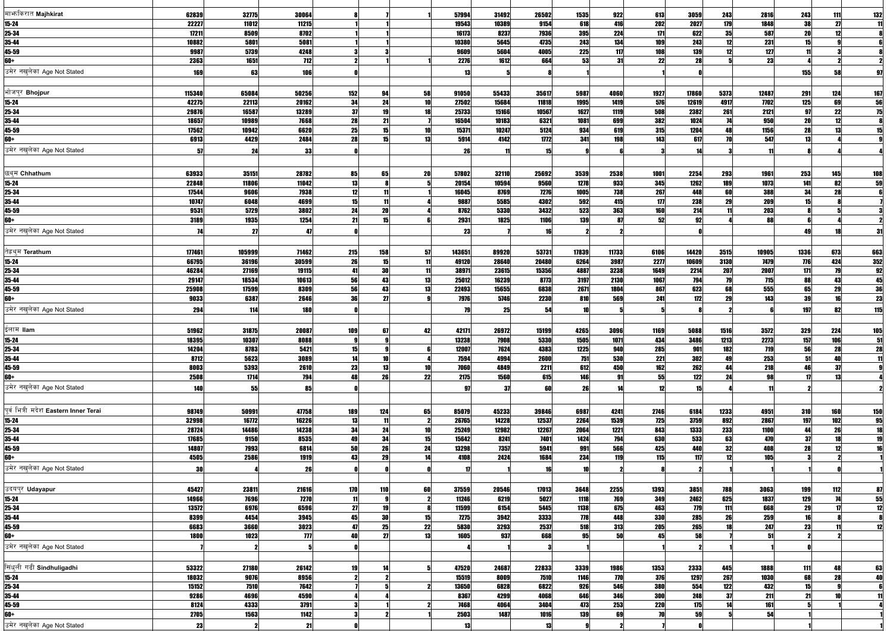| | | | | | | | | | | | | | | | | | | |
|---|---|---|---|---|---|---|---|---|---|---|---|---|---|---|---|---|---|---|
| माझकिरात Majhkirat | 62839 | 32775 | 30064 | 8 | 7 | 1 | 57994 | 31492 | 26502 | 1535 | 922 | 613 | 3059 | 243 | 2816 | 243 | 111 | 132 |
| 15-24 | 22227 | 11012 | 11215 | 1 | 1 | | 19543 | 10389 | 9154 | 618 | 416 | 202 | 2027 | 179 | 1848 | 38 | 27 | 11 |
| 25-34 | 17211 | 8509 | 8702 | 1 | 1 | | 16173 | 8237 | 7936 | 395 | 224 | 171 | 622 | 35 | 587 | 20 | 12 | 8 |
| 35-44 | 10882 | 5801 | 5081 | 1 | 1 | | 10380 | 5645 | 4735 | 243 | 134 | 109 | 243 | 12 | 231 | 15 | 9 | 6 |
| 45-59 | 9987 | 5739 | 4248 | 3 | 3 | | 9609 | 5604 | 4005 | 225 | 117 | 108 | 139 | 12 | 127 | 11 | 3 | 8 |
| 60+ | 2363 | 1651 | 712 | 2 | 1 | 1 | 2276 | 1612 | 664 | 53 | 31 | 22 | 28 | 5 | 23 | 4 | 2 | 2 |
| उमेर नखुलेका Age Not Stated | 169 | 63 | 106 | 0 | | | 13 | 5 | 8 | 1 | | 1 | 0 | | | 155 | 58 | 97 |
| | | | | | | | | | | | | | | | | | | |
| भोजपुर Bhojpur | 115340 | 65084 | 50256 | 152 | 94 | 58 | 91050 | 55433 | 35617 | 5987 | 4060 | 1927 | 17860 | 5373 | 12487 | 291 | 124 | 167 |
| 15-24 | 42275 | 22113 | 20162 | 34 | 24 | 10 | 27502 | 15684 | 11818 | 1995 | 1419 | 576 | 12619 | 4917 | 7702 | 125 | 69 | 56 |
| 25-34 | 29876 | 16587 | 13289 | 37 | 19 | 18 | 25733 | 15166 | 10567 | 1627 | 1119 | 508 | 2382 | 261 | 2121 | 97 | 22 | 75 |
| 35-44 | 18657 | 10989 | 7668 | 28 | 21 | 7 | 16504 | 10183 | 6321 | 1081 | 699 | 382 | 1024 | 74 | 950 | 20 | 12 | 8 |
| 45-59 | 17562 | 10942 | 6620 | 25 | 15 | 10 | 15371 | 10247 | 5124 | 934 | 619 | 315 | 1204 | 48 | 1156 | 28 | 13 | 15 |
| 60+ | 6913 | 4429 | 2484 | 28 | 15 | 13 | 5914 | 4142 | 1772 | 341 | 198 | 143 | 617 | 70 | 547 | 13 | 4 | 9 |
| उमेर नखुलेका Age Not Stated | 57 | 24 | 33 | 0 | | | 26 | 11 | 15 | 9 | 6 | 3 | 14 | 3 | 11 | 8 | 4 | 4 |
| | | | | | | | | | | | | | | | | | | |
| छथुम Chhathum | 63933 | 35151 | 28782 | 85 | 65 | 20 | 57802 | 32110 | 25692 | 3539 | 2538 | 1001 | 2254 | 293 | 1961 | 253 | 145 | 108 |
| 15-24 | 22848 | 11806 | 11042 | 13 | 8 | 5 | 20154 | 10594 | 9560 | 1278 | 933 | 345 | 1262 | 189 | 1073 | 141 | 82 | 59 |
| 25-34 | 17544 | 9606 | 7938 | 12 | 11 | 1 | 16045 | 8769 | 7276 | 1005 | 738 | 267 | 448 | 60 | 388 | 34 | 28 | 6 |
| 35-44 | 10747 | 6048 | 4699 | 15 | 11 | 4 | 9887 | 5585 | 4302 | 592 | 415 | 177 | 238 | 29 | 209 | 15 | 8 | 7 |
| 45-59 | 9531 | 5729 | 3802 | 24 | 20 | 4 | 8762 | 5330 | 3432 | 523 | 363 | 160 | 214 | 11 | 203 | 8 | 5 | 3 |
| 60+ | 3189 | 1935 | 1254 | 21 | 15 | 6 | 2931 | 1825 | 1106 | 139 | 87 | 52 | 92 | 4 | 88 | 6 | 4 | 2 |
| उमेर नखुलेका Age Not Stated | 74 | 27 | 47 | 0 | | | 23 | 7 | 16 | 2 | 2 | | 0 | | | 49 | 18 | 31 |
| | | | | | | | | | | | | | | | | | | |
| तेह्रथुम Terathum | 177461 | 105999 | 71462 | 215 | 158 | 57 | 143651 | 89920 | 53731 | 17839 | 11733 | 6106 | 14420 | 3515 | 10905 | 1336 | 673 | 663 |
| 15-24 | 66795 | 36196 | 30599 | 26 | 15 | 11 | 49120 | 28640 | 20480 | 6264 | 3987 | 2277 | 10609 | 3130 | 7479 | 776 | 424 | 352 |
| 25-34 | 46284 | 27169 | 19115 | 41 | 30 | 11 | 38971 | 23615 | 15356 | 4887 | 3238 | 1649 | 2214 | 207 | 2007 | 171 | 79 | 92 |
| 35-44 | 29147 | 18534 | 10613 | 56 | 43 | 13 | 25012 | 16239 | 8773 | 3197 | 2130 | 1067 | 794 | 79 | 715 | 88 | 43 | 45 |
| 45-59 | 25908 | 17599 | 8309 | 56 | 43 | 13 | 22493 | 15655 | 6838 | 2671 | 1804 | 867 | 623 | 68 | 555 | 65 | 29 | 36 |
| 60+ | 9033 | 6387 | 2646 | 36 | 27 | 9 | 7976 | 5746 | 2230 | 810 | 569 | 241 | 172 | 29 | 143 | 39 | 16 | 23 |
| उमेर नखुलेका Age Not Stated | 294 | 114 | 180 | 0 | | | 79 | 25 | 54 | 10 | 5 | 5 | 8 | 2 | 6 | 197 | 82 | 115 |
| | | | | | | | | | | | | | | | | | | |
| ईलाम Ilam | 51962 | 31875 | 20087 | 109 | 67 | 42 | 42171 | 26972 | 15199 | 4265 | 3096 | 1169 | 5088 | 1516 | 3572 | 329 | 224 | 105 |
| 15-24 | 18395 | 10307 | 8088 | 9 | 9 | | 13238 | 7908 | 5330 | 1505 | 1071 | 434 | 3486 | 1213 | 2273 | 157 | 106 | 51 |
| 25-34 | 14204 | 8783 | 5421 | 15 | 9 | 6 | 12007 | 7624 | 4383 | 1225 | 940 | 285 | 901 | 182 | 719 | 56 | 28 | 28 |
| 35-44 | 8712 | 5623 | 3089 | 14 | 10 | 4 | 7594 | 4994 | 2600 | 751 | 530 | 221 | 302 | 49 | 253 | 51 | 40 | 11 |
| 45-59 | 8003 | 5393 | 2610 | 23 | 13 | 10 | 7060 | 4849 | 2211 | 612 | 450 | 162 | 262 | 44 | 218 | 46 | 37 | 9 |
| 60+ | 2508 | 1714 | 794 | 48 | 26 | 22 | 2175 | 1560 | 615 | 146 | 91 | 55 | 122 | 24 | 98 | 17 | 13 | 4 |
| उमेर नखुलेका Age Not Stated | 140 | 55 | 85 | 0 | | | 97 | 37 | 60 | 26 | 14 | 12 | 15 | 4 | 11 | 2 | | 2 |
| | | | | | | | | | | | | | | | | | | |
| पूर्व भित्री मदेश Eastern Inner Terai | 98749 | 50991 | 47758 | 189 | 124 | 65 | 85079 | 45233 | 39846 | 6987 | 4241 | 2746 | 6184 | 1233 | 4951 | 310 | 160 | 150 |
| 15-24 | 32998 | 16772 | 16226 | 13 | 11 | 2 | 26765 | 14228 | 12537 | 2264 | 1539 | 725 | 3759 | 892 | 2867 | 197 | 102 | 95 |
| 25-34 | 28724 | 14486 | 14238 | 34 | 24 | 10 | 25249 | 12982 | 12267 | 2064 | 1221 | 843 | 1333 | 233 | 1100 | 44 | 26 | 18 |
| 35-44 | 17685 | 9150 | 8535 | 49 | 34 | 15 | 15642 | 8241 | 7401 | 1424 | 794 | 630 | 533 | 63 | 470 | 37 | 18 | 19 |
| 45-59 | 14807 | 7993 | 6814 | 50 | 26 | 24 | 13298 | 7357 | 5941 | 991 | 566 | 425 | 440 | 32 | 408 | 28 | 12 | 16 |
| 60+ | 4505 | 2586 | 1919 | 43 | 29 | 14 | 4108 | 2424 | 1684 | 234 | 119 | 115 | 117 | 12 | 105 | 3 | 2 | 1 |
| उमेर नखुलेका Age Not Stated | 30 | 4 | 26 | 0 | 0 | 0 | 17 | 1 | 16 | 10 | 2 | 8 | 2 | 1 | 1 | 1 | 0 | 1 |
| | | | | | | | | | | | | | | | | | | |
| उदयपुर Udayapur | 45427 | 23811 | 21616 | 170 | 110 | 60 | 37559 | 20546 | 17013 | 3648 | 2255 | 1393 | 3851 | 788 | 3063 | 199 | 112 | 87 |
| 15-24 | 14966 | 7696 | 7270 | 11 | 9 | 2 | 11246 | 6219 | 5027 | 1118 | 769 | 349 | 2462 | 625 | 1837 | 129 | 74 | 55 |
| 25-34 | 13572 | 6976 | 6596 | 27 | 19 | 8 | 11599 | 6154 | 5445 | 1138 | 675 | 463 | 779 | 111 | 668 | 29 | 17 | 12 |
| 35-44 | 8399 | 4454 | 3945 | 45 | 30 | 15 | 7275 | 3942 | 3333 | 778 | 448 | 330 | 285 | 26 | 259 | 16 | 8 | 8 |
| 45-59 | 6683 | 3660 | 3023 | 47 | 25 | 22 | 5830 | 3293 | 2537 | 518 | 313 | 205 | 265 | 18 | 247 | 23 | 11 | 12 |
| 60+ | 1800 | 1023 | 777 | 40 | 27 | 13 | 1605 | 937 | 668 | 95 | 50 | 45 | 58 | 7 | 51 | 2 | 2 | |
| उमेर नखुलेका Age Not Stated | 7 | 2 | 5 | 0 | | | 4 | 1 | 3 | 1 | | 1 | 2 | 1 | 1 | 0 | | |
| | | | | | | | | | | | | | | | | | | |
| सिंधुली गढी Sindhuligadhi | 53322 | 27180 | 26142 | 19 | 14 | 5 | 47520 | 24687 | 22833 | 3339 | 1986 | 1353 | 2333 | 445 | 1888 | 111 | 48 | 63 |
| 15-24 | 18032 | 9076 | 8956 | 2 | 2 | | 15519 | 8009 | 7510 | 1146 | 770 | 376 | 1297 | 267 | 1030 | 68 | 28 | 40 |
| 25-34 | 15152 | 7510 | 7642 | 7 | 5 | 2 | 13650 | 6828 | 6822 | 926 | 546 | 380 | 554 | 122 | 432 | 15 | 9 | 6 |
| 35-44 | 9286 | 4696 | 4590 | 4 | 4 | | 8367 | 4299 | 4068 | 646 | 346 | 300 | 248 | 37 | 211 | 21 | 10 | 11 |
| 45-59 | 8124 | 4333 | 3791 | 3 | 1 | 2 | 7468 | 4064 | 3404 | 473 | 253 | 220 | 175 | 14 | 161 | 5 | 1 | 4 |
| 60+ | 2705 | 1563 | 1142 | 3 | 2 | 1 | 2503 | 1487 | 1016 | 139 | 69 | 70 | 59 | 5 | 54 | 1 | | 1 |
| उमेर नखुलेका Age Not Stated | 23 | 2 | 21 | 0 | | | 13 | | 13 | 9 | 2 | 7 | 0 | | | 1 | | 1 |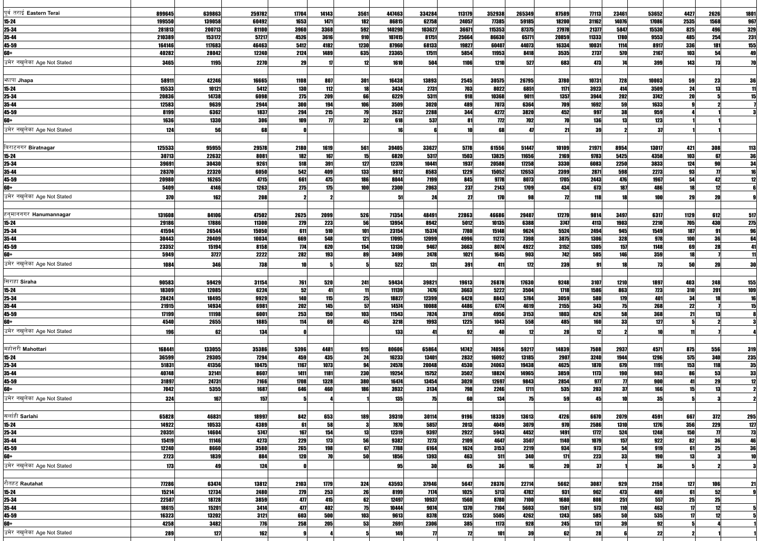| | | | | | | | | | | | | | | | | | | |
|---|---|---|---|---|---|---|---|---|---|---|---|---|---|---|---|---|---|---|
| पूर्व तराई Eastern Terai | 899645 | 639863 | 259782 | 17704 | 14143 | 3561 | 447463 | 334284 | 113179 | 352938 | 265349 | 87589 | 77113 | 23461 | 53652 | 4427 | 2626 | 1801 |
| 15-24 | 199550 | 139058 | 60492 | 1653 | 1471 | 182 | 86815 | 62758 | 24057 | 77385 | 59185 | 18200 | 31162 | 14076 | 17086 | 2535 | 1568 | 967 |
| 25-34 | 281813 | 200713 | 81100 | 3960 | 3368 | 592 | 140298 | 103627 | 36671 | 115353 | 87375 | 27978 | 21377 | 5847 | 15530 | 825 | 496 | 329 |
| 35-44 | 210389 | 153172 | 57217 | 4526 | 3616 | 910 | 107415 | 81751 | 25664 | 86630 | 65771 | 20859 | 11333 | 1780 | 9553 | 485 | 254 | 231 |
| 45-59 | 164146 | 117683 | 46463 | 5412 | 4182 | 1230 | 87960 | 68133 | 19827 | 60407 | 44073 | 16334 | 10031 | 1114 | 8917 | 336 | 181 | 155 |
| 60+ | 40282 | 28042 | 12240 | 2124 | 1489 | 635 | 23365 | 17511 | 5854 | 11953 | 8418 | 3535 | 2737 | 570 | 2167 | 103 | 54 | 49 |
| उमेर नखुलेका Age Not Stated | 3465 | 1195 | 2270 | 29 | 17 | 12 | 1610 | 504 | 1106 | 1210 | 527 | 683 | 473 | 74 | 399 | 143 | 73 | 70 |
| | | | | | | | | | | | | | | | | | | |
| झापा Jhapa | 58911 | 42246 | 16665 | 1108 | 807 | 301 | 16438 | 13893 | 2545 | 30575 | 26795 | 3780 | 10731 | 728 | 10003 | 59 | 23 | 36 |
| 15-24 | 15533 | 10121 | 5412 | 130 | 112 | 18 | 3434 | 2731 | 703 | 8022 | 6851 | 1171 | 3923 | 414 | 3509 | 24 | 13 | 11 |
| 25-34 | 20836 | 14738 | 6098 | 275 | 209 | 66 | 6229 | 5311 | 918 | 10368 | 9011 | 1357 | 3944 | 202 | 3742 | 20 | 5 | 15 |
| 35-44 | 12583 | 9639 | 2944 | 300 | 194 | 106 | 3509 | 3020 | 489 | 7073 | 6364 | 709 | 1692 | 59 | 1633 | 9 | 2 | 7 |
| 45-59 | 8199 | 6362 | 1837 | 294 | 215 | 79 | 2632 | 2288 | 344 | 4272 | 3820 | 452 | 997 | 38 | 959 | 4 | 1 | 3 |
| 60+ | 1636 | 1330 | 306 | 109 | 77 | 32 | 618 | 537 | 81 | 772 | 702 | 70 | 136 | 13 | 123 | 1 | 1 | |
| उमेर नखुलेका Age Not Stated | 124 | 56 | 68 | 0 | | | 16 | 6 | 10 | 68 | 47 | 21 | 39 | 2 | 37 | 1 | 1 | |
| | | | | | | | | | | | | | | | | | | |
| विराटनगर Biratnagar | 125533 | 95955 | 29578 | 2180 | 1619 | 561 | 39405 | 33627 | 5778 | 61556 | 51447 | 10109 | 21971 | 8954 | 13017 | 421 | 308 | 113 |
| 15-24 | 30713 | 22632 | 8081 | 182 | 167 | 15 | 6820 | 5317 | 1503 | 13825 | 11656 | 2169 | 9783 | 5425 | 4358 | 103 | 67 | 36 |
| 25-34 | 39691 | 30430 | 9261 | 518 | 391 | 127 | 12378 | 10441 | 1937 | 20588 | 17258 | 3330 | 6083 | 2250 | 3833 | 124 | 90 | 34 |
| 35-44 | 28370 | 22320 | 6050 | 542 | 409 | 133 | 9812 | 8583 | 1229 | 15052 | 12653 | 2399 | 2871 | 598 | 2273 | 93 | 77 | 16 |
| 45-59 | 20980 | 16265 | 4715 | 661 | 475 | 186 | 8044 | 7199 | 845 | 9778 | 8073 | 1705 | 2443 | 476 | 1967 | 54 | 42 | 12 |
| 60+ | 5409 | 4146 | 1263 | 275 | 175 | 100 | 2300 | 2063 | 237 | 2143 | 1709 | 434 | 673 | 187 | 486 | 18 | 12 | 6 |
| उमेर नखुलेका Age Not Stated | 370 | 162 | 208 | 2 | 2 | | 51 | 24 | 27 | 170 | 98 | 72 | 118 | 18 | 100 | 29 | 20 | 9 |
| | | | | | | | | | | | | | | | | | | |
| हनुमाननगर Hanumannagar | 131608 | 84106 | 47502 | 2625 | 2099 | 526 | 71354 | 48491 | 22863 | 46686 | 29407 | 17279 | 9814 | 3497 | 6317 | 1129 | 612 | 517 |
| 15-24 | 29186 | 17886 | 11300 | 279 | 223 | 56 | 13954 | 8942 | 5012 | 10135 | 6388 | 3747 | 4113 | 1903 | 2210 | 705 | 430 | 275 |
| 25-34 | 41594 | 26544 | 15050 | 611 | 510 | 101 | 23154 | 15374 | 7780 | 15148 | 9624 | 5524 | 2494 | 945 | 1549 | 187 | 91 | 96 |
| 35-44 | 30443 | 20409 | 10034 | 669 | 548 | 121 | 17095 | 12099 | 4996 | 11273 | 7398 | 3875 | 1306 | 328 | 978 | 100 | 36 | 64 |
| 45-59 | 23352 | 15194 | 8158 | 774 | 620 | 154 | 13130 | 9467 | 3663 | 8074 | 4922 | 3152 | 1305 | 157 | 1148 | 69 | 28 | 41 |
| 60+ | 5949 | 3727 | 2222 | 282 | 193 | 89 | 3499 | 2478 | 1021 | 1645 | 903 | 742 | 505 | 146 | 359 | 18 | 7 | 11 |
| उमेर नखुलेका Age Not Stated | 1084 | 346 | 738 | 10 | 5 | 5 | 522 | 131 | 391 | 411 | 172 | 239 | 91 | 18 | 73 | 50 | 20 | 30 |
| | | | | | | | | | | | | | | | | | | |
| सिराहा Siraha | 90583 | 59429 | 31154 | 761 | 520 | 241 | 59434 | 39821 | 19613 | 26878 | 17630 | 9248 | 3107 | 1210 | 1897 | 403 | 248 | 155 |
| 15-24 | 18309 | 12085 | 6224 | 52 | 41 | 11 | 11139 | 7476 | 3663 | 5222 | 3504 | 1718 | 1586 | 863 | 723 | 310 | 201 | 109 |
| 25-34 | 28424 | 18495 | 9929 | 140 | 115 | 25 | 18827 | 12399 | 6428 | 8843 | 5784 | 3059 | 580 | 179 | 401 | 34 | 18 | 16 |
| 35-44 | 21915 | 14934 | 6981 | 202 | 145 | 57 | 14574 | 10088 | 4486 | 6774 | 4619 | 2155 | 343 | 75 | 268 | 22 | 7 | 15 |
| 45-59 | 17199 | 11198 | 6001 | 253 | 150 | 103 | 11543 | 7824 | 3719 | 4956 | 3153 | 1803 | 426 | 58 | 368 | 21 | 13 | 8 |
| 60+ | 4540 | 2655 | 1885 | 114 | 69 | 45 | 3218 | 1993 | 1225 | 1043 | 558 | 485 | 160 | 33 | 127 | 5 | 2 | 3 |
| उमेर नखुलेका Age Not Stated | 196 | 62 | 134 | 0 | | | 133 | 41 | 92 | 40 | 12 | 28 | 12 | 2 | 10 | 11 | 7 | 4 |
| | | | | | | | | | | | | | | | | | | |
| महोत्तरी Mahottari | 168441 | 133055 | 35386 | 5396 | 4481 | 915 | 80606 | 65864 | 14742 | 74056 | 59217 | 14839 | 7508 | 2937 | 4571 | 875 | 556 | 319 |
| 15-24 | 36599 | 29305 | 7294 | 459 | 435 | 24 | 16233 | 13401 | 2832 | 16092 | 13185 | 2907 | 3240 | 1944 | 1296 | 575 | 340 | 235 |
| 25-34 | 51831 | 41356 | 10475 | 1167 | 1073 | 94 | 24578 | 20048 | 4530 | 24063 | 19438 | 4625 | 1870 | 679 | 1191 | 153 | 118 | 35 |
| 35-44 | 40748 | 32141 | 8607 | 1411 | 1181 | 230 | 19254 | 15752 | 3502 | 18824 | 14965 | 3859 | 1173 | 190 | 983 | 86 | 53 | 33 |
| 45-59 | 31897 | 24731 | 7166 | 1708 | 1328 | 380 | 16474 | 13454 | 3020 | 12697 | 9843 | 2854 | 977 | 77 | 900 | 41 | 29 | 12 |
| 60+ | 7042 | 5355 | 1687 | 646 | 460 | 186 | 3932 | 3134 | 798 | 2246 | 1711 | 535 | 203 | 37 | 166 | 15 | 13 | 2 |
| उमेर नखुलेका Age Not Stated | 324 | 167 | 157 | 5 | 4 | 1 | 135 | 75 | 60 | 134 | 75 | 59 | 45 | 10 | 35 | 5 | 3 | 2 |
| | | | | | | | | | | | | | | | | | | |
| सर्लाही Sarlahi | 65828 | 46831 | 18997 | 842 | 653 | 189 | 39310 | 30114 | 9196 | 18339 | 13613 | 4726 | 6670 | 2079 | 4591 | 667 | 372 | 295 |
| 15-24 | 14922 | 10533 | 4389 | 61 | 58 | 3 | 7870 | 5857 | 2013 | 4049 | 3079 | 970 | 2586 | 1310 | 1276 | 356 | 229 | 127 |
| 25-34 | 20351 | 14604 | 5747 | 167 | 154 | 13 | 12319 | 9397 | 2922 | 5943 | 4452 | 1491 | 1772 | 524 | 1248 | 150 | 77 | 73 |
| 35-44 | 15419 | 11146 | 4273 | 229 | 173 | 56 | 9382 | 7273 | 2109 | 4647 | 3507 | 1140 | 1079 | 157 | 922 | 82 | 36 | 46 |
| 45-59 | 12240 | 8660 | 3580 | 265 | 198 | 67 | 7788 | 6164 | 1624 | 3153 | 2219 | 934 | 973 | 54 | 919 | 61 | 25 | 36 |
| 60+ | 2723 | 1839 | 884 | 120 | 70 | 50 | 1856 | 1393 | 463 | 511 | 340 | 171 | 223 | 33 | 190 | 13 | 3 | 10 |
| उमेर नखुलेका Age Not Stated | 173 | 49 | 124 | 0 | | | 95 | 30 | 65 | 36 | 16 | 20 | 37 | 1 | 36 | 5 | 2 | 3 |
| | | | | | | | | | | | | | | | | | | |
| रौतहट Rautahat | 77286 | 63474 | 13812 | 2103 | 1779 | 324 | 43593 | 37946 | 5647 | 28376 | 22714 | 5662 | 3087 | 929 | 2158 | 127 | 106 | 21 |
| 15-24 | 15214 | 12734 | 2480 | 279 | 253 | 26 | 8199 | 7174 | 1025 | 5713 | 4782 | 931 | 962 | 473 | 489 | 61 | 52 | 9 |
| 25-34 | 22587 | 18728 | 3859 | 477 | 415 | 62 | 12497 | 10937 | 1560 | 8780 | 7100 | 1680 | 808 | 251 | 557 | 25 | 25 | |
| 35-44 | 18615 | 15201 | 3414 | 477 | 402 | 75 | 10444 | 9074 | 1370 | 7104 | 5603 | 1501 | 573 | 110 | 463 | 17 | 12 | 5 |
| 45-59 | 16323 | 13202 | 3121 | 603 | 500 | 103 | 9613 | 8378 | 1235 | 5505 | 4262 | 1243 | 585 | 50 | 535 | 17 | 12 | 5 |
| 60+ | 4258 | 3482 | 776 | 258 | 205 | 53 | 2691 | 2306 | 385 | 1173 | 928 | 245 | 131 | 39 | 92 | 5 | 4 | 1 |
| उमेर नखुलेका Age Not Stated | 289 | 127 | 162 | 9 | 4 | 5 | 149 | 77 | 72 | 101 | 39 | 62 | 28 | 6 | 22 | 2 | 1 | 1 |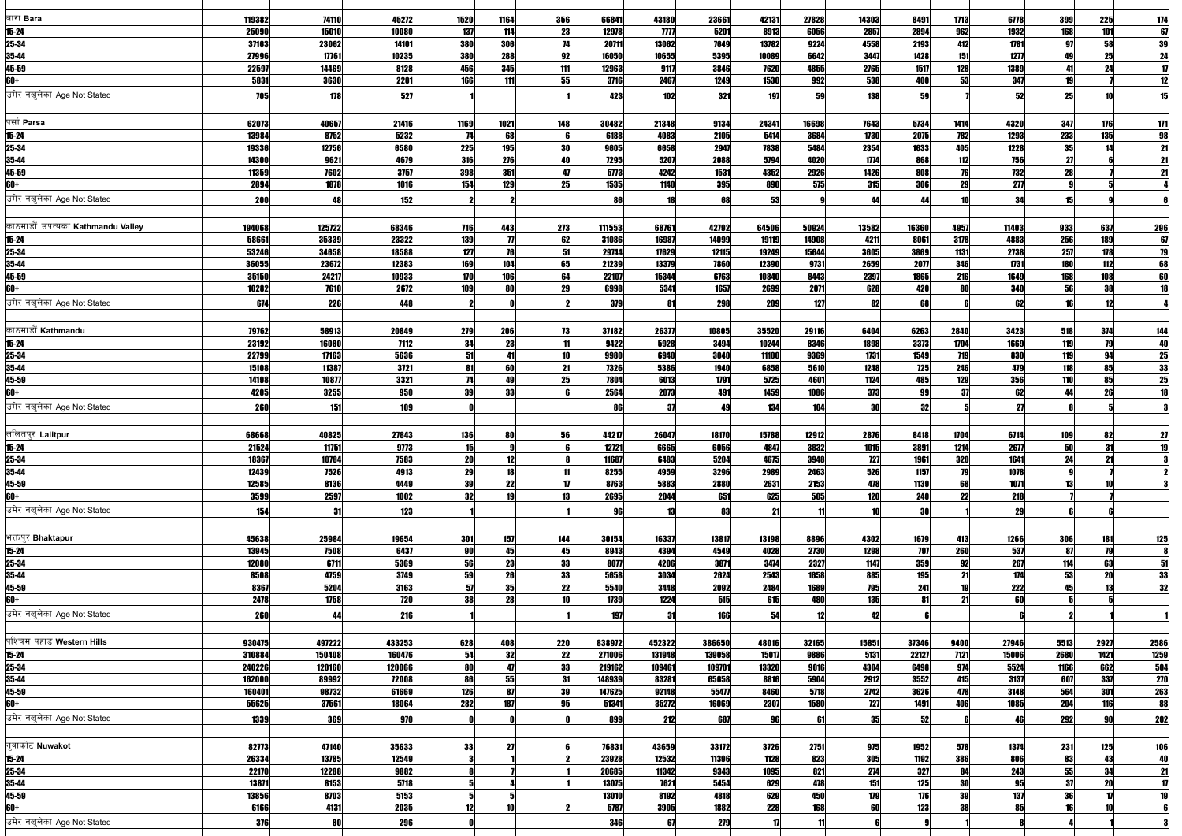| | | | | | | | | | | | | | | | | | | |
|---|---|---|---|---|---|---|---|---|---|---|---|---|---|---|---|---|---|---|
| बारा **Bara** | 119382 | 74110 | 45272 | 1520 | 1164 | 356 | 66841 | 43180 | 23661 | 42131 | 27828 | 14303 | 8491 | 1713 | 6778 | 399 | 225 | 174 |
| 15-24 | 25090 | 15010 | 10080 | 137 | 114 | 23 | 12978 | 7777 | 5201 | 8913 | 6056 | 2857 | 2894 | 962 | 1932 | 168 | 101 | 67 |
| 25-34 | 37163 | 23062 | 14101 | 380 | 306 | 74 | 20711 | 13062 | 7649 | 13782 | 9224 | 4558 | 2193 | 412 | 1781 | 97 | 58 | 39 |
| 35-44 | 27996 | 17761 | 10235 | 380 | 288 | 92 | 16050 | 10655 | 5395 | 10089 | 6642 | 3447 | 1428 | 151 | 1277 | 49 | 25 | 24 |
| 45-59 | 22597 | 14469 | 8128 | 456 | 345 | 111 | 12963 | 9117 | 3846 | 7620 | 4855 | 2765 | 1517 | 128 | 1389 | 41 | 24 | 17 |
| 60+ | 5831 | 3630 | 2201 | 166 | 111 | 55 | 3716 | 2467 | 1249 | 1530 | 992 | 538 | 400 | 53 | 347 | 19 | 7 | 12 |
| उमेर नखुलेका Age Not Stated | 705 | 178 | 527 | 1 | | 1 | 423 | 102 | 321 | 197 | 59 | 138 | 59 | 7 | 52 | 25 | 10 | 15 |
| पर्सा **Parsa** | 62073 | 40657 | 21416 | 1169 | 1021 | 148 | 30482 | 21348 | 9134 | 24341 | 16698 | 7643 | 5734 | 1414 | 4320 | 347 | 176 | 171 |
| 15-24 | 13984 | 8752 | 5232 | 74 | 68 | 6 | 6188 | 4083 | 2105 | 5414 | 3684 | 1730 | 2075 | 782 | 1293 | 233 | 135 | 98 |
| 25-34 | 19336 | 12756 | 6580 | 225 | 195 | 30 | 9605 | 6658 | 2947 | 7638 | 5484 | 2354 | 1633 | 405 | 1228 | 35 | 14 | 21 |
| 35-44 | 14300 | 9621 | 4679 | 316 | 276 | 40 | 7295 | 5207 | 2088 | 5794 | 4020 | 1774 | 868 | 112 | 756 | 27 | 6 | 21 |
| 45-59 | 11359 | 7602 | 3757 | 398 | 351 | 47 | 5773 | 4242 | 1531 | 4352 | 2926 | 1426 | 808 | 76 | 732 | 28 | 7 | 21 |
| 60+ | 2894 | 1878 | 1016 | 154 | 129 | 25 | 1535 | 1140 | 395 | 890 | 575 | 315 | 306 | 29 | 277 | 9 | 5 | 4 |
| उमेर नखुलेका Age Not Stated | 200 | 48 | 152 | 2 | 2 | | 86 | 18 | 68 | 53 | 9 | 44 | 44 | 10 | 34 | 15 | 9 | 6 |
| काठमाडौं उपत्यका **Kathmandu Valley** | 194068 | 125722 | 68346 | 716 | 443 | 273 | 111553 | 68761 | 42792 | 64506 | 50924 | 13582 | 16360 | 4957 | 11403 | 933 | 637 | 296 |
| 15-24 | 58661 | 35339 | 23322 | 139 | 77 | 62 | 31086 | 16987 | 14099 | 19119 | 14908 | 4211 | 8061 | 3178 | 4883 | 256 | 189 | 67 |
| 25-34 | 53246 | 34658 | 18588 | 127 | 76 | 51 | 29744 | 17629 | 12115 | 19249 | 15644 | 3605 | 3869 | 1131 | 2738 | 257 | 178 | 79 |
| 35-44 | 36055 | 23672 | 12383 | 169 | 104 | 65 | 21239 | 13379 | 7860 | 12390 | 9731 | 2659 | 2077 | 346 | 1731 | 180 | 112 | 68 |
| 45-59 | 35150 | 24217 | 10933 | 170 | 106 | 64 | 22107 | 15344 | 6763 | 10840 | 8443 | 2397 | 1865 | 216 | 1649 | 168 | 108 | 60 |
| 60+ | 10282 | 7610 | 2672 | 109 | 80 | 29 | 6998 | 5341 | 1657 | 2699 | 2071 | 628 | 420 | 80 | 340 | 56 | 38 | 18 |
| उमेर नखुलेका Age Not Stated | 674 | 226 | 448 | 2 | 0 | 2 | 379 | 81 | 298 | 209 | 127 | 82 | 68 | 6 | 62 | 16 | 12 | 4 |
| काठमाडौं **Kathmandu** | 79762 | 58913 | 20849 | 279 | 206 | 73 | 37182 | 26377 | 10805 | 35520 | 29116 | 6404 | 6263 | 2840 | 3423 | 518 | 374 | 144 |
| 15-24 | 23192 | 16080 | 7112 | 34 | 23 | 11 | 9422 | 5928 | 3494 | 10244 | 8346 | 1898 | 3373 | 1704 | 1669 | 119 | 79 | 40 |
| 25-34 | 22799 | 17163 | 5636 | 51 | 41 | 10 | 9980 | 6940 | 3040 | 11100 | 9369 | 1731 | 1549 | 719 | 830 | 119 | 94 | 25 |
| 35-44 | 15108 | 11387 | 3721 | 81 | 60 | 21 | 7326 | 5386 | 1940 | 6858 | 5610 | 1248 | 725 | 246 | 479 | 118 | 85 | 33 |
| 45-59 | 14198 | 10877 | 3321 | 74 | 49 | 25 | 7804 | 6013 | 1791 | 5725 | 4601 | 1124 | 485 | 129 | 356 | 110 | 85 | 25 |
| 60+ | 4205 | 3255 | 950 | 39 | 33 | 6 | 2564 | 2073 | 491 | 1459 | 1086 | 373 | 99 | 37 | 62 | 44 | 26 | 18 |
| उमेर नखुलेका Age Not Stated | 260 | 151 | 109 | 0 | | | 86 | 37 | 49 | 134 | 104 | 30 | 32 | 5 | 27 | 8 | 5 | 3 |
| ललितपुर **Lalitpur** | 68668 | 40825 | 27843 | 136 | 80 | 56 | 44217 | 26047 | 18170 | 15788 | 12912 | 2876 | 8418 | 1704 | 6714 | 109 | 82 | 27 |
| 15-24 | 21524 | 11751 | 9773 | 15 | 9 | 6 | 12721 | 6665 | 6056 | 4847 | 3832 | 1015 | 3891 | 1214 | 2677 | 50 | 31 | 19 |
| 25-34 | 18367 | 10784 | 7583 | 20 | 12 | 8 | 11687 | 6483 | 5204 | 4675 | 3948 | 727 | 1961 | 320 | 1641 | 24 | 21 | 3 |
| 35-44 | 12439 | 7526 | 4913 | 29 | 18 | 11 | 8255 | 4959 | 3296 | 2989 | 2463 | 526 | 1157 | 79 | 1078 | 9 | 7 | 2 |
| 45-59 | 12585 | 8136 | 4449 | 39 | 22 | 17 | 8763 | 5883 | 2880 | 2631 | 2153 | 478 | 1139 | 68 | 1071 | 13 | 10 | 3 |
| 60+ | 3599 | 2597 | 1002 | 32 | 19 | 13 | 2695 | 2044 | 651 | 625 | 505 | 120 | 240 | 22 | 218 | 7 | 7 | |
| उमेर नखुलेका Age Not Stated | 154 | 31 | 123 | 1 | | 1 | 96 | 13 | 83 | 21 | 11 | 10 | 30 | 1 | 29 | 6 | 6 | |
| भक्तपुर **Bhaktapur** | 45638 | 25984 | 19654 | 301 | 157 | 144 | 30154 | 16337 | 13817 | 13198 | 8896 | 4302 | 1679 | 413 | 1266 | 306 | 181 | 125 |
| 15-24 | 13945 | 7508 | 6437 | 90 | 45 | 45 | 8943 | 4394 | 4549 | 4028 | 2730 | 1298 | 797 | 260 | 537 | 87 | 79 | 8 |
| 25-34 | 12080 | 6711 | 5369 | 56 | 23 | 33 | 8077 | 4206 | 3871 | 3474 | 2327 | 1147 | 359 | 92 | 267 | 114 | 63 | 51 |
| 35-44 | 8508 | 4759 | 3749 | 59 | 26 | 33 | 5658 | 3034 | 2624 | 2543 | 1658 | 885 | 195 | 21 | 174 | 53 | 20 | 33 |
| 45-59 | 8367 | 5204 | 3163 | 57 | 35 | 22 | 5540 | 3448 | 2092 | 2484 | 1689 | 795 | 241 | 19 | 222 | 45 | 13 | 32 |
| 60+ | 2478 | 1758 | 720 | 38 | 28 | 10 | 1739 | 1224 | 515 | 615 | 480 | 135 | 81 | 21 | 60 | 5 | 5 | |
| उमेर नखुलेका Age Not Stated | 260 | 44 | 216 | 1 | | 1 | 197 | 31 | 166 | 54 | 12 | 42 | 6 | | 6 | 2 | 1 | 1 |
| पश्चिम पहाड **Western Hills** | 930475 | 497222 | 433253 | 628 | 408 | 220 | 838972 | 452322 | 386650 | 48016 | 32165 | 15851 | 37346 | 9400 | 27946 | 5513 | 2927 | 2586 |
| 15-24 | 310884 | 150408 | 160476 | 54 | 32 | 22 | 271006 | 131948 | 139058 | 15017 | 9886 | 5131 | 22127 | 7121 | 15006 | 2680 | 1421 | 1259 |
| 25-34 | 240226 | 120160 | 120066 | 80 | 47 | 33 | 219162 | 109461 | 109701 | 13320 | 9016 | 4304 | 6498 | 974 | 5524 | 1166 | 662 | 504 |
| 35-44 | 162000 | 89992 | 72008 | 86 | 55 | 31 | 148939 | 83281 | 65658 | 8816 | 5904 | 2912 | 3552 | 415 | 3137 | 607 | 337 | 270 |
| 45-59 | 160401 | 98732 | 61669 | 126 | 87 | 39 | 147625 | 92148 | 55477 | 8460 | 5718 | 2742 | 3626 | 478 | 3148 | 564 | 301 | 263 |
| 60+ | 55625 | 37561 | 18064 | 282 | 187 | 95 | 51341 | 35272 | 16069 | 2307 | 1580 | 727 | 1491 | 406 | 1085 | 204 | 116 | 88 |
| उमेर नखुलेका Age Not Stated | 1339 | 369 | 970 | 0 | 0 | 0 | 899 | 212 | 687 | 96 | 61 | 35 | 52 | 6 | 46 | 292 | 90 | 202 |
| नुवाकोट **Nuwakot** | 82773 | 47140 | 35633 | 33 | 27 | 6 | 76831 | 43659 | 33172 | 3726 | 2751 | 975 | 1952 | 578 | 1374 | 231 | 125 | 106 |
| 15-24 | 26334 | 13785 | 12549 | 3 | 1 | 2 | 23928 | 12532 | 11396 | 1128 | 823 | 305 | 1192 | 386 | 806 | 83 | 43 | 40 |
| 25-34 | 22170 | 12288 | 9882 | 8 | 7 | 1 | 20685 | 11342 | 9343 | 1095 | 821 | 274 | 327 | 84 | 243 | 55 | 34 | 21 |
| 35-44 | 13871 | 8153 | 5718 | 5 | 4 | 1 | 13075 | 7621 | 5454 | 629 | 478 | 151 | 125 | 30 | 95 | 37 | 20 | 17 |
| 45-59 | 13856 | 8703 | 5153 | 5 | 5 | | 13010 | 8192 | 4818 | 629 | 450 | 179 | 176 | 39 | 137 | 36 | 17 | 19 |
| 60+ | 6166 | 4131 | 2035 | 12 | 10 | 2 | 5787 | 3905 | 1882 | 228 | 168 | 60 | 123 | 38 | 85 | 16 | 10 | 6 |
| उमेर नखुलेका Age Not Stated | 376 | 80 | 296 | 0 | | | 346 | 67 | 279 | 17 | 11 | 6 | 9 | 1 | 8 | 4 | 1 | 3 |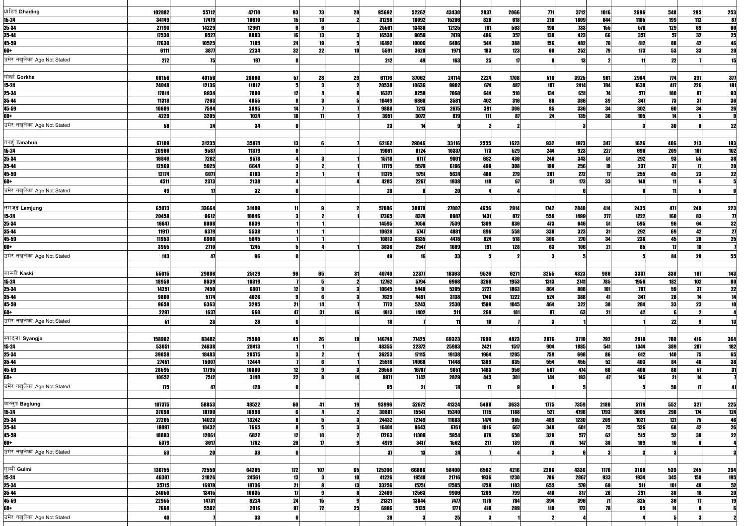| | | | | | | | | | | | | | | | | | | |
|---|---|---|---|---|---|---|---|---|---|---|---|---|---|---|---|---|---|---|
| धादिङ्ग Dhading | 102882 | 55712 | 47170 | 93 | 73 | 20 | 95692 | 52262 | 43430 | 2837 | 2066 | 771 | 3712 | 1016 | 2696 | 548 | 295 | 253 |
| 15-24 | 34149 | 17479 | 16670 | 15 | 13 | 2 | 31298 | 16092 | 15206 | 828 | 618 | 210 | 1809 | 644 | 1165 | 199 | 112 | 87 |
| 25-34 | 27190 | 14229 | 12961 | 6 | 6 | | 25561 | 13436 | 12125 | 761 | 563 | 198 | 733 | 155 | 578 | 129 | 69 | 60 |
| 35-44 | 17530 | 9527 | 8003 | 16 | 13 | 3 | 16538 | 9059 | 7479 | 496 | 357 | 139 | 423 | 66 | 357 | 57 | 32 | 25 |
| 45-59 | 17630 | 10525 | 7105 | 24 | 19 | 5 | 16492 | 10006 | 6486 | 544 | 388 | 156 | 482 | 70 | 412 | 88 | 42 | 46 |
| 60+ | 6111 | 3877 | 2234 | 32 | 22 | 10 | 5591 | 3620 | 1971 | 183 | 123 | 60 | 252 | 79 | 173 | 53 | 33 | 20 |
| उमेर नखुलेका Age Not Stated | 272 | 75 | 197 | 0 | | | 212 | 49 | 163 | 25 | 17 | 8 | 13 | 2 | 11 | 22 | 7 | 15 |
| | | | | | | | | | | | | | | | | | | |
| गोर्खा Gorkha | 68156 | 40156 | 28000 | 57 | 28 | 29 | 61176 | 37062 | 24114 | 2224 | 1708 | 516 | 3925 | 961 | 2964 | 774 | 397 | 377 |
| 15-24 | 24048 | 12136 | 11912 | 5 | 3 | 2 | 20538 | 10636 | 9902 | 674 | 487 | 187 | 2414 | 784 | 1630 | 417 | 226 | 191 |
| 25-34 | 17814 | 9934 | 7880 | 12 | 4 | 8 | 16327 | 9259 | 7068 | 644 | 510 | 134 | 651 | 74 | 577 | 180 | 87 | 93 |
| 35-44 | 11318 | 7263 | 4055 | 8 | 3 | 5 | 10449 | 6868 | 3581 | 402 | 316 | 86 | 386 | 39 | 347 | 73 | 37 | 36 |
| 45-59 | 10689 | 7594 | 3095 | 14 | 7 | 7 | 9888 | 7213 | 2675 | 391 | 306 | 85 | 336 | 34 | 302 | 60 | 34 | 26 |
| 60+ | 4229 | 3205 | 1024 | 18 | 11 | 7 | 3951 | 3072 | 879 | 111 | 87 | 24 | 135 | 30 | 105 | 14 | 5 | 9 |
| उमेर नखुलेका Age Not Stated | 58 | 24 | 34 | 0 | | | 23 | 14 | 9 | 2 | 2 | | 3 | | 3 | 30 | 8 | 22 |
| | | | | | | | | | | | | | | | | | | |
| तनहुँ Tanahun | 67109 | 31235 | 35874 | 13 | 6 | 7 | 62162 | 29046 | 33116 | 2555 | 1623 | 932 | 1973 | 347 | 1626 | 406 | 213 | 193 |
| 15-24 | 20966 | 9587 | 11379 | 0 | | | 19061 | 8724 | 10337 | 773 | 529 | 244 | 923 | 227 | 696 | 209 | 107 | 102 |
| 25-34 | 16840 | 7262 | 9578 | 4 | 3 | 1 | 15718 | 6717 | 9001 | 682 | 436 | 246 | 343 | 51 | 292 | 93 | 55 | 38 |
| 35-44 | 12569 | 5925 | 6644 | 3 | 2 | 1 | 11775 | 5579 | 6196 | 498 | 308 | 190 | 256 | 19 | 237 | 37 | 17 | 20 |
| 45-59 | 12174 | 6071 | 6103 | 2 | 1 | 1 | 11375 | 5751 | 5624 | 480 | 279 | 201 | 272 | 17 | 255 | 45 | 23 | 22 |
| 60+ | 4511 | 2373 | 2138 | 4 | | 4 | 4205 | 2267 | 1938 | 118 | 67 | 51 | 173 | 33 | 140 | 11 | 6 | 5 |
| उमेर नखुलेका Age Not Stated | 49 | 17 | 32 | 0 | | | 28 | 8 | 20 | 4 | 4 | | 6 | | 6 | 11 | 5 | 6 |
| | | | | | | | | | | | | | | | | | | |
| लमजुङ Lamjung | 65073 | 33664 | 31409 | 11 | 9 | 2 | 57086 | 30079 | 27007 | 4656 | 2914 | 1742 | 2849 | 414 | 2435 | 471 | 248 | 223 |
| 15-24 | 20458 | 9612 | 10846 | 3 | 2 | 1 | 17365 | 8378 | 8987 | 1431 | 872 | 559 | 1499 | 277 | 1222 | 160 | 83 | 77 |
| 25-34 | 16647 | 8008 | 8639 | 1 | 1 | | 14595 | 7056 | 7539 | 1309 | 836 | 473 | 646 | 51 | 595 | 96 | 64 | 32 |
| 35-44 | 11917 | 6379 | 5538 | 1 | 1 | | 10628 | 5747 | 4881 | 896 | 558 | 338 | 323 | 31 | 292 | 69 | 42 | 27 |
| 45-59 | 11953 | 6908 | 5045 | 1 | 1 | | 10813 | 6335 | 4478 | 824 | 518 | 306 | 270 | 34 | 236 | 45 | 20 | 25 |
| 60+ | 3955 | 2710 | 1245 | 5 | 4 | 1 | 3636 | 2547 | 1089 | 191 | 128 | 63 | 106 | 21 | 85 | 17 | 10 | 7 |
| उमेर नखुलेका Age Not Stated | 143 | 47 | 96 | 0 | | | 49 | 16 | 33 | 5 | 2 | 3 | 5 | | 5 | 84 | 29 | 55 |
| | | | | | | | | | | | | | | | | | | |
| कास्की Kaski | 55015 | 29886 | 25129 | 96 | 65 | 31 | 40740 | 22377 | 18363 | 9526 | 6271 | 3255 | 4323 | 986 | 3337 | 330 | 187 | 143 |
| 15-24 | 18958 | 8639 | 10319 | 7 | 5 | 2 | 12762 | 5794 | 6968 | 3266 | 1953 | 1313 | 2741 | 785 | 1956 | 182 | 102 | 80 |
| 25-34 | 14251 | 7450 | 6801 | 12 | 9 | 3 | 10645 | 5440 | 5205 | 2727 | 1863 | 864 | 808 | 101 | 707 | 59 | 37 | 22 |
| 35-44 | 9800 | 5774 | 4026 | 9 | 6 | 3 | 7629 | 4491 | 3138 | 1746 | 1222 | 524 | 388 | 41 | 347 | 28 | 14 | 14 |
| 45-59 | 9658 | 6363 | 3295 | 21 | 14 | 7 | 7773 | 5243 | 2530 | 1509 | 1045 | 464 | 322 | 38 | 284 | 33 | 23 | 10 |
| 60+ | 2297 | 1637 | 660 | 47 | 31 | 16 | 1913 | 1402 | 511 | 268 | 181 | 87 | 63 | 21 | 42 | 6 | 2 | 4 |
| उमेर नखुलेका Age Not Stated | 51 | 23 | 28 | 0 | | | 18 | 7 | 11 | 10 | 7 | 3 | 1 | | 1 | 22 | 9 | 13 |
| | | | | | | | | | | | | | | | | | | |
| स्याङ्जा Syangja | 158982 | 83482 | 75500 | 45 | 26 | 19 | 146748 | 77425 | 69323 | 7699 | 4823 | 2876 | 3710 | 792 | 2918 | 780 | 416 | 364 |
| 15-24 | 53051 | 24638 | 28413 | 1 | 1 | | 48355 | 22372 | 25983 | 2421 | 1517 | 904 | 1885 | 541 | 1344 | 389 | 207 | 182 |
| 25-34 | 39058 | 18483 | 20575 | 3 | 2 | 1 | 36253 | 17115 | 19138 | 1964 | 1205 | 759 | 698 | 86 | 612 | 140 | 75 | 65 |
| 35-44 | 27451 | 15007 | 12444 | 7 | 6 | 1 | 25516 | 14068 | 11448 | 1389 | 835 | 554 | 455 | 52 | 403 | 84 | 46 | 38 |
| 45-59 | 28595 | 17795 | 10800 | 12 | 9 | 3 | 26558 | 16707 | 9851 | 1463 | 956 | 507 | 474 | 66 | 408 | 88 | 57 | 31 |
| 60+ | 10652 | 7512 | 3140 | 22 | 8 | 14 | 9971 | 7142 | 2829 | 445 | 301 | 144 | 193 | 47 | 146 | 21 | 14 | 7 |
| उमेर नखुलेका Age Not Stated | 175 | 47 | 128 | 0 | | | 95 | 21 | 74 | 17 | 9 | 8 | 5 | | 5 | 58 | 17 | 41 |
| | | | | | | | | | | | | | | | | | | |
| बाग्लुङ Baglung | 107375 | 58853 | 48522 | 60 | 41 | 19 | 93996 | 52672 | 41324 | 5408 | 3633 | 1775 | 7359 | 2180 | 5179 | 552 | 327 | 225 |
| 15-24 | 37698 | 18700 | 18998 | 6 | 4 | 2 | 30881 | 15541 | 15340 | 1715 | 1188 | 527 | 4798 | 1793 | 3005 | 298 | 174 | 124 |
| 25-34 | 27265 | 14023 | 13242 | 8 | 5 | 3 | 24432 | 12749 | 11683 | 1474 | 985 | 489 | 1230 | 209 | 1021 | 121 | 75 | 46 |
| 35-44 | 18097 | 10432 | 7665 | 8 | 5 | 3 | 16404 | 9643 | 6761 | 1016 | 667 | 349 | 601 | 75 | 526 | 68 | 42 | 26 |
| 45-59 | 18883 | 12061 | 6822 | 12 | 10 | 2 | 17263 | 11309 | 5954 | 979 | 650 | 329 | 577 | 62 | 515 | 52 | 30 | 22 |
| 60+ | 5379 | 3617 | 1762 | 26 | 17 | 9 | 4979 | 3417 | 1562 | 217 | 139 | 78 | 147 | 38 | 109 | 10 | 6 | 4 |
| उमेर नखुलेका Age Not Stated | 53 | 20 | 33 | 0 | | | 37 | 13 | 24 | 7 | 4 | 3 | 6 | 3 | 3 | 3 | | 3 |
| | | | | | | | | | | | | | | | | | | |
| गुल्मी Gulmi | 136755 | 72550 | 64205 | 172 | 107 | 65 | 125206 | 66806 | 58400 | 6502 | 4216 | 2286 | 4336 | 1176 | 3160 | 539 | 245 | 294 |
| 15-24 | 46387 | 21826 | 24561 | 13 | 3 | 10 | 41226 | 19510 | 21716 | 1936 | 1230 | 706 | 2867 | 933 | 1934 | 345 | 150 | 195 |
| 25-34 | 35715 | 16979 | 18736 | 21 | 8 | 13 | 33256 | 15751 | 17505 | 1758 | 1103 | 655 | 579 | 68 | 511 | 101 | 49 | 52 |
| 35-44 | 24050 | 13415 | 10635 | 17 | 9 | 8 | 22469 | 12563 | 9906 | 1209 | 799 | 410 | 317 | 26 | 291 | 38 | 18 | 20 |
| 45-59 | 22955 | 14731 | 8224 | 24 | 15 | 9 | 21321 | 13844 | 7477 | 1178 | 784 | 394 | 396 | 71 | 325 | 36 | 17 | 19 |
| 60+ | 7608 | 5592 | 2016 | 97 | 72 | 25 | 6906 | 5135 | 1771 | 418 | 299 | 119 | 173 | 78 | 95 | 14 | 8 | 6 |
| उमेर नखुलेका Age Not Stated | 40 | 7 | 33 | 0 | | | 28 | 3 | 25 | 3 | 1 | 2 | 4 | | 4 | 5 | 3 | 2 |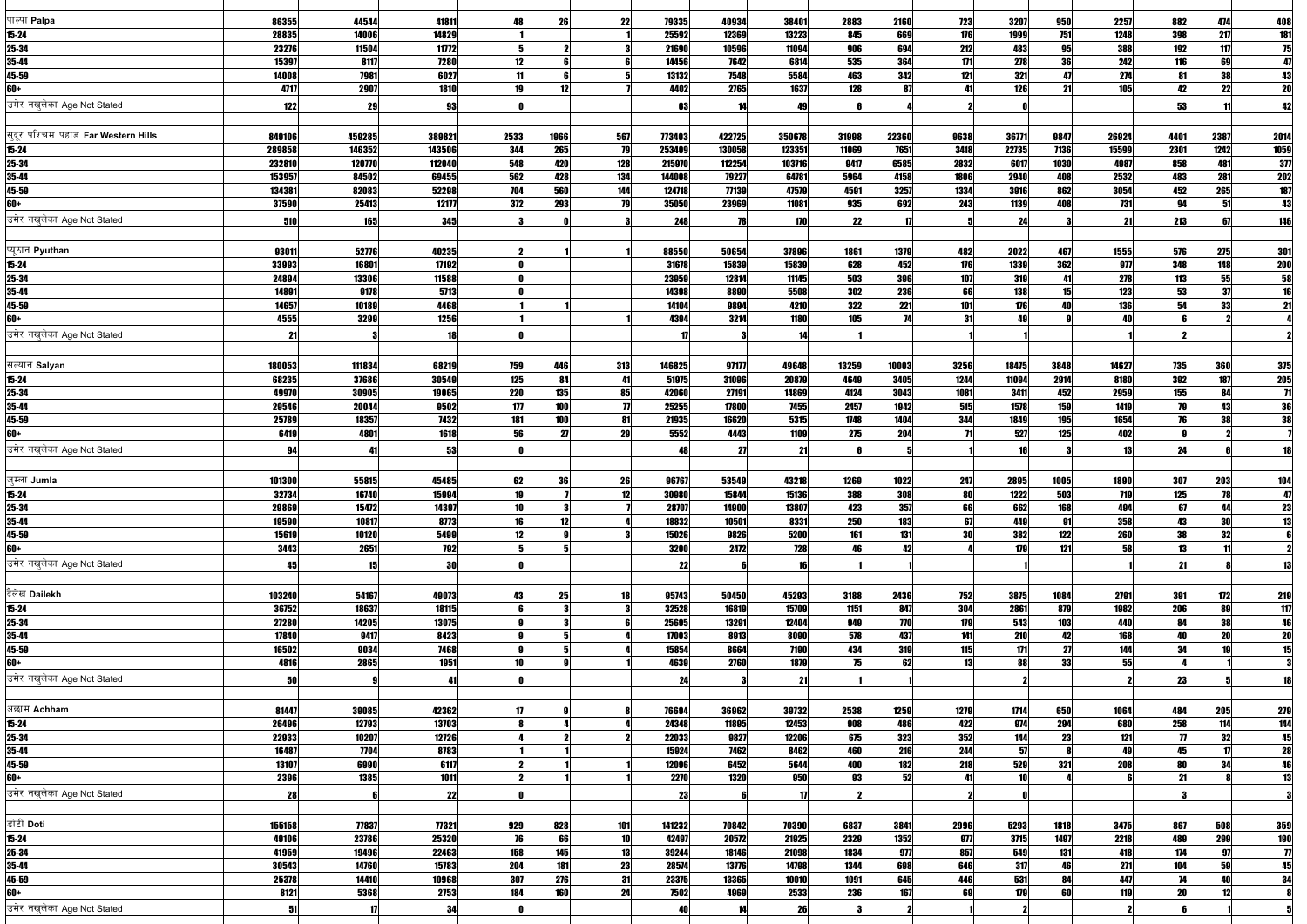| | | | | | | | | | | | | | | | | | | |
|---|---|---|---|---|---|---|---|---|---|---|---|---|---|---|---|---|---|---|
| पाल्पा Palpa | 86355 | 44544 | 41811 | 48 | 26 | 22 | 79335 | 40934 | 38401 | 2883 | 2160 | 723 | 3207 | 950 | 2257 | 882 | 474 | 408 |
| 15-24 | 28835 | 14006 | 14829 | 1 | | 1 | 25592 | 12369 | 13223 | 845 | 669 | 176 | 1999 | 751 | 1248 | 398 | 217 | 181 |
| 25-34 | 23276 | 11504 | 11772 | 5 | 2 | 3 | 21690 | 10596 | 11094 | 906 | 694 | 212 | 483 | 95 | 388 | 192 | 117 | 75 |
| 35-44 | 15397 | 8117 | 7280 | 12 | 6 | 6 | 14456 | 7642 | 6814 | 535 | 364 | 171 | 278 | 36 | 242 | 116 | 69 | 47 |
| 45-59 | 14008 | 7981 | 6027 | 11 | 6 | 5 | 13132 | 7548 | 5584 | 463 | 342 | 121 | 321 | 47 | 274 | 81 | 38 | 43 |
| 60+ | 4717 | 2907 | 1810 | 19 | 12 | 7 | 4402 | 2765 | 1637 | 128 | 87 | 41 | 126 | 21 | 105 | 42 | 22 | 20 |
| उमेर नखुलेका Age Not Stated | 122 | 29 | 93 | 0 | | | 63 | 14 | 49 | 6 | 4 | 2 | 0 | | | 53 | 11 | 42 |
| सुदूर पश्चिम पहाड Far Western Hills | 849106 | 459285 | 389821 | 2533 | 1966 | 567 | 773403 | 422725 | 350678 | 31998 | 22360 | 9638 | 36771 | 9847 | 26924 | 4401 | 2387 | 2014 |
| 15-24 | 289858 | 146352 | 143506 | 344 | 265 | 79 | 253409 | 130058 | 123351 | 11069 | 7651 | 3418 | 22735 | 7136 | 15599 | 2301 | 1242 | 1059 |
| 25-34 | 232810 | 120770 | 112040 | 548 | 420 | 128 | 215970 | 112254 | 103716 | 9417 | 6585 | 2832 | 6017 | 1030 | 4987 | 858 | 481 | 377 |
| 35-44 | 153957 | 84502 | 69455 | 562 | 428 | 134 | 144008 | 79227 | 64781 | 5964 | 4158 | 1806 | 2940 | 408 | 2532 | 483 | 281 | 202 |
| 45-59 | 134381 | 82083 | 52298 | 704 | 560 | 144 | 124718 | 77139 | 47579 | 4591 | 3257 | 1334 | 3916 | 862 | 3054 | 452 | 265 | 187 |
| 60+ | 37590 | 25413 | 12177 | 372 | 293 | 79 | 35050 | 23969 | 11081 | 935 | 692 | 243 | 1139 | 408 | 731 | 94 | 51 | 43 |
| उमेर नखुलेका Age Not Stated | 510 | 165 | 345 | 3 | 0 | 3 | 248 | 78 | 170 | 22 | 17 | 5 | 24 | 3 | 21 | 213 | 67 | 146 |
| प्यूठान Pyuthan | 93011 | 52776 | 40235 | 2 | 1 | 1 | 88550 | 50654 | 37896 | 1861 | 1379 | 482 | 2022 | 467 | 1555 | 576 | 275 | 301 |
| 15-24 | 33993 | 16801 | 17192 | 0 | | | 31678 | 15839 | 15839 | 628 | 452 | 176 | 1339 | 362 | 977 | 348 | 148 | 200 |
| 25-34 | 24894 | 13306 | 11588 | 0 | | | 23959 | 12814 | 11145 | 503 | 396 | 107 | 319 | 41 | 278 | 113 | 55 | 58 |
| 35-44 | 14891 | 9178 | 5713 | 0 | | | 14398 | 8890 | 5508 | 302 | 236 | 66 | 138 | 15 | 123 | 53 | 37 | 16 |
| 45-59 | 14657 | 10189 | 4468 | 1 | 1 | | 14104 | 9894 | 4210 | 322 | 221 | 101 | 176 | 40 | 136 | 54 | 33 | 21 |
| 60+ | 4555 | 3299 | 1256 | 1 | | 1 | 4394 | 3214 | 1180 | 105 | 74 | 31 | 49 | 9 | 40 | 6 | 2 | 4 |
| उमेर नखुलेका Age Not Stated | 21 | 3 | 18 | 0 | | | 17 | 3 | 14 | 1 | | 1 | 1 | | 1 | 2 | | 2 |
| सल्यान Salyan | 180053 | 111834 | 68219 | 759 | 446 | 313 | 146825 | 97177 | 49648 | 13259 | 10003 | 3256 | 18475 | 3848 | 14627 | 735 | 360 | 375 |
| 15-24 | 68235 | 37686 | 30549 | 125 | 84 | 41 | 51975 | 31096 | 20879 | 4649 | 3405 | 1244 | 11094 | 2914 | 8180 | 392 | 187 | 205 |
| 25-34 | 49970 | 30905 | 19065 | 220 | 135 | 85 | 42060 | 27191 | 14869 | 4124 | 3043 | 1081 | 3411 | 452 | 2959 | 155 | 84 | 71 |
| 35-44 | 29546 | 20044 | 9502 | 177 | 100 | 77 | 25255 | 17800 | 7455 | 2457 | 1942 | 515 | 1578 | 159 | 1419 | 79 | 43 | 36 |
| 45-59 | 25789 | 18357 | 7432 | 181 | 100 | 81 | 21935 | 16620 | 5315 | 1748 | 1404 | 344 | 1849 | 195 | 1654 | 76 | 38 | 38 |
| 60+ | 6419 | 4801 | 1618 | 56 | 27 | 29 | 5552 | 4443 | 1109 | 275 | 204 | 71 | 527 | 125 | 402 | 9 | 2 | 7 |
| उमेर नखुलेका Age Not Stated | 94 | 41 | 53 | 0 | | | 48 | 27 | 21 | 6 | 5 | 1 | 16 | 3 | 13 | 24 | 6 | 18 |
| जुम्ला Jumla | 101300 | 55815 | 45485 | 62 | 36 | 26 | 96767 | 53549 | 43218 | 1269 | 1022 | 247 | 2895 | 1005 | 1890 | 307 | 203 | 104 |
| 15-24 | 32734 | 16740 | 15994 | 19 | 7 | 12 | 30980 | 15844 | 15136 | 388 | 308 | 80 | 1222 | 503 | 719 | 125 | 78 | 47 |
| 25-34 | 29869 | 15472 | 14397 | 10 | 3 | 7 | 28707 | 14900 | 13807 | 423 | 357 | 66 | 662 | 168 | 494 | 67 | 44 | 23 |
| 35-44 | 19590 | 10817 | 8773 | 16 | 12 | 4 | 18832 | 10501 | 8331 | 250 | 183 | 67 | 449 | 91 | 358 | 43 | 30 | 13 |
| 45-59 | 15619 | 10120 | 5499 | 12 | 9 | 3 | 15026 | 9826 | 5200 | 161 | 131 | 30 | 382 | 122 | 260 | 38 | 32 | 6 |
| 60+ | 3443 | 2651 | 792 | 5 | 5 | | 3200 | 2472 | 728 | 46 | 42 | 4 | 179 | 121 | 58 | 13 | 11 | 2 |
| उमेर नखुलेका Age Not Stated | 45 | 15 | 30 | 0 | | | 22 | 6 | 16 | 1 | 1 | | 1 | | 1 | 21 | 8 | 13 |
| दैलेख Dailekh | 103240 | 54167 | 49073 | 43 | 25 | 18 | 95743 | 50450 | 45293 | 3188 | 2436 | 752 | 3875 | 1084 | 2791 | 391 | 172 | 219 |
| 15-24 | 36752 | 18637 | 18115 | 6 | 3 | 3 | 32528 | 16819 | 15709 | 1151 | 847 | 304 | 2861 | 879 | 1982 | 206 | 89 | 117 |
| 25-34 | 27280 | 14205 | 13075 | 9 | 3 | 6 | 25695 | 13291 | 12404 | 949 | 770 | 179 | 543 | 103 | 440 | 84 | 38 | 46 |
| 35-44 | 17840 | 9417 | 8423 | 9 | 5 | 4 | 17003 | 8913 | 8090 | 578 | 437 | 141 | 210 | 42 | 168 | 40 | 20 | 20 |
| 45-59 | 16502 | 9034 | 7468 | 9 | 5 | 4 | 15854 | 8664 | 7190 | 434 | 319 | 115 | 171 | 27 | 144 | 34 | 19 | 15 |
| 60+ | 4816 | 2865 | 1951 | 10 | 9 | 1 | 4639 | 2760 | 1879 | 75 | 62 | 13 | 88 | 33 | 55 | 4 | 1 | 3 |
| उमेर नखुलेका Age Not Stated | 50 | 9 | 41 | 0 | | | 24 | 3 | 21 | 1 | 1 | | 2 | | 2 | 23 | 5 | 18 |
| अछाम Achham | 81447 | 39085 | 42362 | 17 | 9 | 8 | 76694 | 36962 | 39732 | 2538 | 1259 | 1279 | 1714 | 650 | 1064 | 484 | 205 | 279 |
| 15-24 | 26496 | 12793 | 13703 | 8 | 4 | 4 | 24348 | 11895 | 12453 | 908 | 486 | 422 | 974 | 294 | 680 | 258 | 114 | 144 |
| 25-34 | 22933 | 10207 | 12726 | 4 | 2 | 2 | 22033 | 9827 | 12206 | 675 | 323 | 352 | 144 | 23 | 121 | 77 | 32 | 45 |
| 35-44 | 16487 | 7704 | 8783 | 1 | 1 | | 15924 | 7462 | 8462 | 460 | 216 | 244 | 57 | 8 | 49 | 45 | 17 | 28 |
| 45-59 | 13107 | 6990 | 6117 | 2 | 1 | 1 | 12096 | 6452 | 5644 | 400 | 182 | 218 | 529 | 321 | 208 | 80 | 34 | 46 |
| 60+ | 2396 | 1385 | 1011 | 2 | 1 | 1 | 2270 | 1320 | 950 | 93 | 52 | 41 | 10 | 4 | 6 | 21 | 8 | 13 |
| उमेर नखुलेका Age Not Stated | 28 | 6 | 22 | 0 | | | 23 | 6 | 17 | 2 | | 2 | 0 | | | 3 | | 3 |
| डोटी Doti | 155158 | 77837 | 77321 | 929 | 828 | 101 | 141232 | 70842 | 70390 | 6837 | 3841 | 2996 | 5293 | 1818 | 3475 | 867 | 508 | 359 |
| 15-24 | 49106 | 23786 | 25320 | 76 | 66 | 10 | 42497 | 20572 | 21925 | 2329 | 1352 | 977 | 3715 | 1497 | 2218 | 489 | 299 | 190 |
| 25-34 | 41959 | 19496 | 22463 | 158 | 145 | 13 | 39244 | 18146 | 21098 | 1834 | 977 | 857 | 549 | 131 | 418 | 174 | 97 | 77 |
| 35-44 | 30543 | 14760 | 15783 | 204 | 181 | 23 | 28574 | 13776 | 14798 | 1344 | 698 | 646 | 317 | 46 | 271 | 104 | 59 | 45 |
| 45-59 | 25378 | 14410 | 10968 | 307 | 276 | 31 | 23375 | 13365 | 10010 | 1091 | 645 | 446 | 531 | 84 | 447 | 74 | 40 | 34 |
| 60+ | 8121 | 5368 | 2753 | 184 | 160 | 24 | 7502 | 4969 | 2533 | 236 | 167 | 69 | 179 | 60 | 119 | 20 | 12 | 8 |
| उमेर नखुलेका Age Not Stated | 51 | 17 | 34 | 0 | | | 40 | 14 | 26 | 3 | 2 | 1 | 2 | | 2 | 6 | 1 | 5 |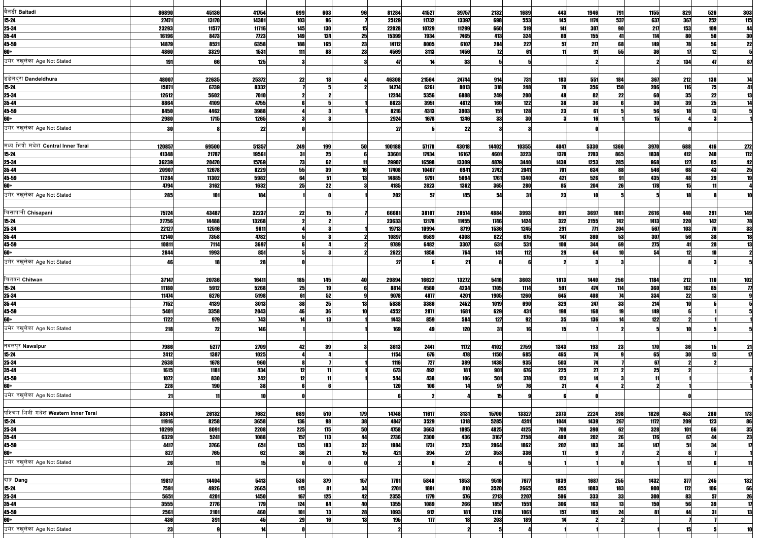| | | | | | | | | | | | | | | | | | | |
|---|---|---|---|---|---|---|---|---|---|---|---|---|---|---|---|---|---|---|
| बैतडी **Baitadi** | 86890 | 45136 | 41754 | 699 | 603 | 96 | 81284 | 41527 | 39757 | 2132 | 1689 | 443 | 1946 | 791 | 1155 | 829 | 526 | 303 |
| 15-24 | 27471 | 13170 | 14301 | 103 | 96 | 7 | 25129 | 11732 | 13397 | 698 | 553 | 145 | 1174 | 537 | 637 | 367 | 252 | 115 |
| 25-34 | 23293 | 11577 | 11716 | 145 | 130 | 15 | 22028 | 10729 | 11299 | 660 | 519 | 141 | 307 | 90 | 217 | 153 | 109 | 44 |
| 35-44 | 16196 | 8473 | 7723 | 149 | 124 | 25 | 15399 | 7934 | 7465 | 413 | 324 | 89 | 155 | 41 | 114 | 80 | 50 | 30 |
| 45-59 | 14879 | 8521 | 6358 | 188 | 165 | 23 | 14112 | 8005 | 6107 | 284 | 227 | 57 | 217 | 68 | 149 | 78 | 56 | 22 |
| 60+ | 4860 | 3329 | 1531 | 111 | 88 | 23 | 4569 | 3113 | 1456 | 72 | 61 | 11 | 91 | 55 | 36 | 17 | 12 | 5 |
| उमेर नखुलेका Age Not Stated | 191 | 66 | 125 | 3 | | 3 | 47 | 14 | 33 | 5 | 5 | | 2 | | 2 | 134 | 47 | 87 |
| | | | | | | | | | | | | | | | | | | |
| डडेलधुरा **Dandeldhura** | 48007 | 22635 | 25372 | 22 | 18 | 4 | 46308 | 21564 | 24744 | 914 | 731 | 183 | 551 | 184 | 367 | 212 | 138 | 74 |
| 15-24 | 15071 | 6739 | 8332 | 7 | 5 | 2 | 14274 | 6261 | 8013 | 318 | 248 | 70 | 356 | 150 | 206 | 116 | 75 | 41 |
| 25-34 | 12612 | 5602 | 7010 | 2 | 2 | | 12244 | 5356 | 6888 | 249 | 200 | 49 | 82 | 22 | 60 | 35 | 22 | 13 |
| 35-44 | 8864 | 4109 | 4755 | 6 | 5 | 1 | 8623 | 3951 | 4672 | 160 | 122 | 38 | 36 | 6 | 30 | 39 | 25 | 14 |
| 45-59 | 8450 | 4462 | 3988 | 4 | 3 | 1 | 8216 | 4313 | 3903 | 151 | 128 | 23 | 61 | 5 | 56 | 18 | 13 | 5 |
| 60+ | 2980 | 1715 | 1265 | 3 | 3 | | 2924 | 1678 | 1246 | 33 | 30 | 3 | 16 | 1 | 15 | 4 | 3 | 1 |
| उमेर नखुलेका Age Not Stated | 30 | 8 | 22 | 0 | | | 27 | 5 | 22 | 3 | 3 | | 0 | | | 0 | | |
| | | | | | | | | | | | | | | | | | | |
| मध्य भित्री मधेश **Central Inner Terai** | 120857 | 69500 | 51357 | 249 | 199 | 50 | 100188 | 57170 | 43018 | 14402 | 10355 | 4047 | 5330 | 1360 | 3970 | 688 | 416 | 272 |
| 15-24 | 41348 | 21787 | 19561 | 31 | 25 | 6 | 33601 | 17434 | 16167 | 4601 | 3223 | 1378 | 2703 | 865 | 1838 | 412 | 240 | 172 |
| 25-34 | 36239 | 20470 | 15769 | 73 | 62 | 11 | 29907 | 16598 | 13309 | 4879 | 3440 | 1439 | 1253 | 285 | 968 | 127 | 85 | 42 |
| 35-44 | 20907 | 12678 | 8229 | 55 | 39 | 16 | 17408 | 10467 | 6941 | 2742 | 2041 | 701 | 634 | 88 | 546 | 68 | 43 | 25 |
| 45-59 | 17284 | 11302 | 5982 | 64 | 51 | 13 | 14885 | 9791 | 5094 | 1761 | 1340 | 421 | 526 | 91 | 435 | 48 | 29 | 19 |
| 60+ | 4794 | 3162 | 1632 | 25 | 22 | 3 | 4185 | 2823 | 1362 | 365 | 280 | 85 | 204 | 26 | 178 | 15 | 11 | 4 |
| उमेर नखुलेका Age Not Stated | 285 | 101 | 184 | 1 | 0 | 1 | 202 | 57 | 145 | 54 | 31 | 23 | 10 | 5 | 5 | 18 | 8 | 10 |
| | | | | | | | | | | | | | | | | | | |
| चिसापानी **Chisapani** | 75724 | 43487 | 32237 | 22 | 15 | 7 | 66681 | 38107 | 28574 | 4884 | 3993 | 891 | 3697 | 1081 | 2616 | 440 | 291 | 149 |
| 15-24 | 27756 | 14488 | 13268 | 2 | 2 | | 23633 | 12178 | 11455 | 1746 | 1424 | 322 | 2155 | 742 | 1413 | 220 | 142 | 78 |
| 25-34 | 22127 | 12516 | 9611 | 4 | 3 | 1 | 19713 | 10994 | 8719 | 1536 | 1245 | 291 | 771 | 204 | 567 | 103 | 70 | 33 |
| 35-44 | 12140 | 7358 | 4782 | 5 | 3 | 2 | 10897 | 6589 | 4308 | 822 | 675 | 147 | 360 | 53 | 307 | 56 | 38 | 18 |
| 45-59 | 10811 | 7114 | 3697 | 6 | 4 | 2 | 9789 | 6482 | 3307 | 631 | 531 | 100 | 344 | 69 | 275 | 41 | 28 | 13 |
| 60+ | 2844 | 1993 | 851 | 5 | 3 | 2 | 2622 | 1858 | 764 | 141 | 112 | 29 | 64 | 10 | 54 | 12 | 10 | 2 |
| उमेर नखुलेका Age Not Stated | 46 | 18 | 28 | 0 | | | 27 | 6 | 21 | 8 | 6 | 2 | 3 | 3 | | 8 | 3 | 5 |
| | | | | | | | | | | | | | | | | | | |
| चितवन **Chitwan** | 37147 | 20736 | 16411 | 185 | 145 | 40 | 29894 | 16622 | 13272 | 5416 | 3603 | 1813 | 1440 | 256 | 1184 | 212 | 110 | 102 |
| 15-24 | 11180 | 5912 | 5268 | 25 | 19 | 6 | 8814 | 4580 | 4234 | 1705 | 1114 | 591 | 474 | 114 | 360 | 162 | 85 | 77 |
| 25-34 | 11474 | 6276 | 5198 | 61 | 52 | 9 | 9078 | 4877 | 4201 | 1905 | 1260 | 645 | 408 | 74 | 334 | 22 | 13 | 9 |
| 35-44 | 7152 | 4139 | 3013 | 38 | 25 | 13 | 5838 | 3386 | 2452 | 1019 | 690 | 329 | 247 | 33 | 214 | 10 | 5 | 5 |
| 45-59 | 5401 | 3358 | 2043 | 46 | 36 | 10 | 4552 | 2871 | 1681 | 629 | 431 | 198 | 168 | 19 | 149 | 6 | 1 | 5 |
| 60+ | 1722 | 979 | 743 | 14 | 13 | 1 | 1443 | 859 | 584 | 127 | 92 | 35 | 136 | 14 | 122 | 2 | 1 | 1 |
| उमेर नखुलेका Age Not Stated | 218 | 72 | 146 | 1 | | 1 | 169 | 49 | 120 | 31 | 16 | 15 | 7 | 2 | 5 | 10 | 5 | 5 |
| | | | | | | | | | | | | | | | | | | |
| नवलपुर **Nawalpur** | 7986 | 5277 | 2709 | 42 | 39 | 3 | 3613 | 2441 | 1172 | 4102 | 2759 | 1343 | 193 | 23 | 170 | 36 | 15 | 21 |
| 15-24 | 2412 | 1387 | 1025 | 4 | 4 | | 1154 | 676 | 478 | 1150 | 685 | 465 | 74 | 9 | 65 | 30 | 13 | 17 |
| 25-34 | 2638 | 1678 | 960 | 8 | 7 | 1 | 1116 | 727 | 389 | 1438 | 935 | 503 | 74 | 7 | 67 | 2 | 2 | |
| 35-44 | 1615 | 1181 | 434 | 12 | 11 | 1 | 673 | 492 | 181 | 901 | 676 | 225 | 27 | 2 | 25 | 2 | | 2 |
| 45-59 | 1072 | 830 | 242 | 12 | 11 | 1 | 544 | 438 | 106 | 501 | 378 | 123 | 14 | 3 | 11 | 1 | | 1 |
| 60+ | 228 | 190 | 38 | 6 | 6 | | 120 | 106 | 14 | 97 | 76 | 21 | 4 | 2 | 2 | 1 | | 1 |
| उमेर नखुलेका Age Not Stated | 21 | 11 | 10 | 0 | | | 6 | 2 | 4 | 15 | 9 | 6 | 0 | | | 0 | | |
| | | | | | | | | | | | | | | | | | | |
| पश्चिम भित्री मधेश **Western Inner Terai** | 33814 | 26132 | 7682 | 689 | 510 | 179 | 14748 | 11617 | 3131 | 15700 | 13327 | 2373 | 2224 | 398 | 1826 | 453 | 280 | 173 |
| 15-24 | 11916 | 8258 | 3658 | 136 | 98 | 38 | 4847 | 3529 | 1318 | 5285 | 4241 | 1044 | 1439 | 267 | 1172 | 209 | 123 | 86 |
| 25-34 | 10299 | 8091 | 2208 | 225 | 175 | 50 | 4758 | 3663 | 1095 | 4825 | 4125 | 700 | 390 | 62 | 328 | 101 | 66 | 35 |
| 35-44 | 6329 | 5241 | 1088 | 157 | 113 | 44 | 2736 | 2300 | 436 | 3167 | 2758 | 409 | 202 | 26 | 176 | 67 | 44 | 23 |
| 45-59 | 4417 | 3766 | 651 | 135 | 103 | 32 | 1984 | 1731 | 253 | 2064 | 1862 | 202 | 183 | 36 | 147 | 51 | 34 | 17 |
| 60+ | 827 | 765 | 62 | 36 | 21 | 15 | 421 | 394 | 27 | 353 | 336 | 17 | 9 | 7 | 2 | 8 | 7 | 1 |
| उमेर नखुलेका Age Not Stated | 26 | 11 | 15 | 0 | 0 | 0 | 2 | 0 | 2 | 6 | 5 | 1 | 1 | 0 | 1 | 17 | 6 | 11 |
| | | | | | | | | | | | | | | | | | | |
| दाङ **Dang** | 19817 | 14404 | 5413 | 536 | 379 | 157 | 7701 | 5848 | 1853 | 9516 | 7677 | 1839 | 1687 | 255 | 1432 | 377 | 245 | 132 |
| 15-24 | 7591 | 4926 | 2665 | 115 | 81 | 34 | 2701 | 1891 | 810 | 3520 | 2665 | 855 | 1083 | 183 | 900 | 172 | 106 | 66 |
| 25-34 | 5651 | 4201 | 1450 | 167 | 125 | 42 | 2355 | 1779 | 576 | 2713 | 2207 | 506 | 333 | 33 | 300 | 83 | 57 | 26 |
| 35-44 | 3555 | 2776 | 779 | 124 | 84 | 40 | 1355 | 1089 | 266 | 1857 | 1551 | 306 | 163 | 13 | 150 | 56 | 39 | 17 |
| 45-59 | 2561 | 2101 | 460 | 101 | 73 | 28 | 1093 | 912 | 181 | 1218 | 1061 | 157 | 105 | 24 | 81 | 44 | 31 | 13 |
| 60+ | 436 | 391 | 45 | 29 | 16 | 13 | 195 | 177 | 18 | 203 | 189 | 14 | 2 | 2 | | 7 | 7 | |
| उमेर नखुलेका Age Not Stated | 23 | 9 | 14 | 0 | | | 2 | | 2 | 5 | 4 | 1 | 1 | | 1 | 15 | 5 | 10 |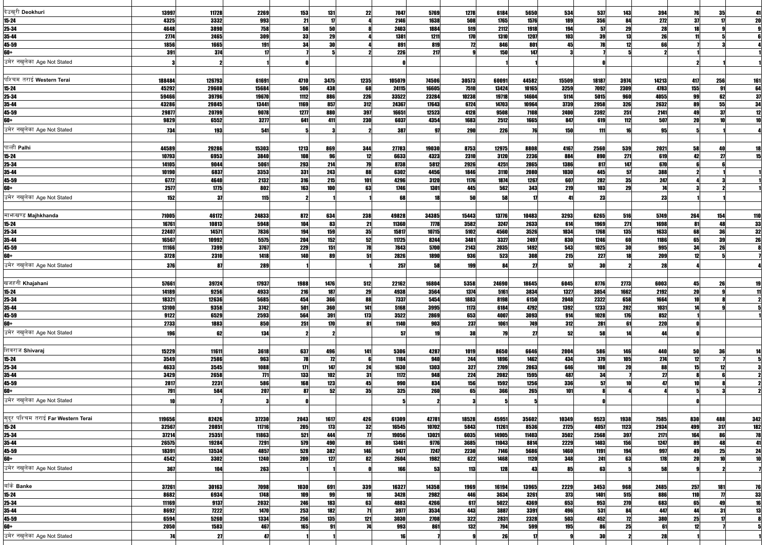| | | | | | | | | | | | | | | | | | |
|---|---|---|---|---|---|---|---|---|---|---|---|---|---|---|---|---|---|---|
| देउखुरी Deokhuri | 13997 | 11728 | 2269 | 153 | 131 | 22 | 7047 | 5769 | 1278 | 6184 | 5650 | 534 | 537 | 143 | 394 | 76 | 35 | 41 |
| 15-24 | 4325 | 3332 | 993 | 21 | 17 | 4 | 2146 | 1638 | 508 | 1765 | 1576 | 189 | 356 | 84 | 272 | 37 | 17 | 20 |
| 25-34 | 4648 | 3890 | 758 | 58 | 50 | 8 | 2403 | 1884 | 519 | 2112 | 1918 | 194 | 57 | 29 | 28 | 18 | 9 | 9 |
| 35-44 | 2774 | 2465 | 309 | 33 | 29 | 4 | 1381 | 1211 | 170 | 1310 | 1207 | 103 | 39 | 13 | 26 | 11 | 5 | 6 |
| 45-59 | 1856 | 1665 | 191 | 34 | 30 | 4 | 891 | 819 | 72 | 846 | 801 | 45 | 78 | 12 | 66 | 7 | 3 | 4 |
| 60+ | 391 | 374 | 17 | 7 | 5 | 2 | 226 | 217 | 9 | 150 | 147 | 3 | 7 | 5 | 2 | 1 | | |
| उमेर नखुलेका Age Not Stated | 3 | 2 | 1 | 0 | | | 0 | | | 1 | 1 | | 0 | | | 2 | 1 | 1 |
| | | | | | | | | | | | | | | | | | | |
| पश्चिम तराई Western Terai | 188484 | 126793 | 61691 | 4710 | 3475 | 1235 | 105079 | 74506 | 30573 | 60091 | 44582 | 15509 | 18187 | 3974 | 14213 | 417 | 256 | 161 |
| 15-24 | 45292 | 29608 | 15684 | 506 | 438 | 68 | 24115 | 16605 | 7510 | 13424 | 10165 | 3259 | 7092 | 2309 | 4783 | 155 | 91 | 64 |
| 25-34 | 59466 | 39796 | 19670 | 1112 | 886 | 226 | 33522 | 23284 | 10238 | 19718 | 14604 | 5114 | 5015 | 960 | 4055 | 99 | 62 | 37 |
| 35-44 | 43286 | 29845 | 13441 | 1169 | 857 | 312 | 24367 | 17643 | 6724 | 14703 | 10964 | 3739 | 2958 | 326 | 2632 | 89 | 55 | 34 |
| 45-59 | 29877 | 20799 | 9078 | 1277 | 880 | 397 | 16651 | 12523 | 4128 | 9508 | 7108 | 2400 | 2392 | 251 | 2141 | 49 | 37 | 12 |
| 60+ | 9829 | 6552 | 3277 | 641 | 411 | 230 | 6037 | 4354 | 1683 | 2512 | 1665 | 847 | 619 | 112 | 507 | 20 | 10 | 10 |
| उमेर नखुलेका Age Not Stated | 734 | 193 | 541 | 5 | 3 | 2 | 387 | 97 | 290 | 226 | 76 | 150 | 111 | 16 | 95 | 5 | 1 | 4 |
| | | | | | | | | | | | | | | | | | | |
| पाल्ही Palhi | 44589 | 29286 | 15303 | 1213 | 869 | 344 | 27783 | 19030 | 8753 | 12975 | 8808 | 4167 | 2560 | 539 | 2021 | 58 | 40 | 18 |
| 15-24 | 10793 | 6953 | 3840 | 108 | 96 | 12 | 6633 | 4323 | 2310 | 3120 | 2236 | 884 | 890 | 271 | 619 | 42 | 27 | 15 |
| 25-34 | 14105 | 9044 | 5061 | 293 | 214 | 79 | 8738 | 5812 | 2926 | 4251 | 2865 | 1386 | 817 | 147 | 670 | 6 | 6 | |
| 35-44 | 10190 | 6837 | 3353 | 331 | 243 | 88 | 6302 | 4456 | 1846 | 3110 | 2080 | 1030 | 445 | 57 | 388 | 2 | 1 | 1 |
| 45-59 | 6772 | 4640 | 2132 | 316 | 215 | 101 | 4296 | 3120 | 1176 | 1874 | 1267 | 607 | 282 | 35 | 247 | 4 | 3 | 1 |
| 60+ | 2577 | 1775 | 802 | 163 | 100 | 63 | 1746 | 1301 | 445 | 562 | 343 | 219 | 103 | 29 | 74 | 3 | 2 | 1 |
| उमेर नखुलेका Age Not Stated | 152 | 37 | 115 | 2 | 1 | 1 | 68 | 18 | 50 | 58 | 17 | 41 | 23 | | 23 | 1 | 1 | |
| | | | | | | | | | | | | | | | | | | |
| माझखण्ड Majhkhanda | 71005 | 46172 | 24833 | 872 | 634 | 238 | 49828 | 34385 | 15443 | 13776 | 10483 | 3293 | 6265 | 516 | 5749 | 264 | 154 | 110 |
| 15-24 | 16761 | 10813 | 5948 | 104 | 83 | 21 | 11360 | 7778 | 3582 | 3247 | 2633 | 614 | 1969 | 271 | 1698 | 81 | 48 | 33 |
| 25-34 | 22407 | 14571 | 7836 | 194 | 159 | 35 | 15817 | 10715 | 5102 | 4560 | 3526 | 1034 | 1768 | 135 | 1633 | 68 | 36 | 32 |
| 35-44 | 16567 | 10992 | 5575 | 204 | 152 | 52 | 11725 | 8244 | 3481 | 3327 | 2497 | 830 | 1246 | 60 | 1186 | 65 | 39 | 26 |
| 45-59 | 11166 | 7399 | 3767 | 229 | 151 | 78 | 7843 | 5700 | 2143 | 2035 | 1492 | 543 | 1025 | 30 | 995 | 34 | 26 | 8 |
| 60+ | 3728 | 2310 | 1418 | 140 | 89 | 51 | 2826 | 1890 | 936 | 523 | 308 | 215 | 227 | 18 | 209 | 12 | 5 | 7 |
| उमेर नखुलेका Age Not Stated | 376 | 87 | 289 | 1 | | 1 | 257 | 58 | 199 | 84 | 27 | 57 | 30 | 2 | 28 | 4 | | 4 |
| | | | | | | | | | | | | | | | | | | |
| खजहनी Khajahani | 57661 | 39724 | 17937 | 1988 | 1476 | 512 | 22162 | 16804 | 5358 | 24690 | 18645 | 6045 | 8776 | 2773 | 6003 | 45 | 26 | 19 |
| 15-24 | 14189 | 9256 | 4933 | 216 | 187 | 29 | 4938 | 3564 | 1374 | 5161 | 3834 | 1327 | 3854 | 1662 | 2192 | 20 | 9 | 11 |
| 25-34 | 18321 | 12636 | 5685 | 454 | 366 | 88 | 7337 | 5454 | 1883 | 8198 | 6150 | 2048 | 2322 | 658 | 1664 | 10 | 8 | 2 |
| 35-44 | 13100 | 9358 | 3742 | 501 | 360 | 141 | 5168 | 3995 | 1173 | 6184 | 4792 | 1392 | 1233 | 202 | 1031 | 14 | 9 | 5 |
| 45-59 | 9122 | 6529 | 2593 | 564 | 391 | 173 | 3522 | 2869 | 653 | 4007 | 3093 | 914 | 1028 | 176 | 852 | 1 | | 1 |
| 60+ | 2733 | 1883 | 850 | 251 | 170 | 81 | 1140 | 903 | 237 | 1061 | 749 | 312 | 281 | 61 | 220 | 0 | | |
| उमेर नखुलेका Age Not Stated | 196 | 62 | 134 | 2 | 2 | | 57 | 19 | 38 | 79 | 27 | 52 | 58 | 14 | 44 | 0 | | |
| | | | | | | | | | | | | | | | | | | |
| शिवराज Shivaraj | 15229 | 11611 | 3618 | 637 | 496 | 141 | 5306 | 4287 | 1019 | 8650 | 6646 | 2004 | 586 | 146 | 440 | 50 | 36 | 14 |
| 15-24 | 3549 | 2586 | 963 | 78 | 72 | 6 | 1184 | 940 | 244 | 1896 | 1462 | 434 | 379 | 105 | 274 | 12 | 7 | 5 |
| 25-34 | 4633 | 3545 | 1088 | 171 | 147 | 24 | 1630 | 1303 | 327 | 2709 | 2063 | 646 | 108 | 20 | 88 | 15 | 12 | 3 |
| 35-44 | 3429 | 2658 | 771 | 133 | 102 | 31 | 1172 | 948 | 224 | 2082 | 1595 | 487 | 34 | 7 | 27 | 8 | 6 | 2 |
| 45-59 | 2817 | 2231 | 586 | 168 | 123 | 45 | 990 | 834 | 156 | 1592 | 1256 | 336 | 57 | 10 | 47 | 10 | 8 | 2 |
| 60+ | 791 | 584 | 207 | 87 | 52 | 35 | 325 | 260 | 65 | 366 | 265 | 101 | 8 | 4 | 4 | 5 | 3 | 2 |
| उमेर नखुलेका Age Not Stated | 10 | 7 | 3 | 0 | | | 5 | 2 | 3 | 5 | 5 | | 0 | | | 0 | | |
| | | | | | | | | | | | | | | | | | | |
| सुदूर पश्चिम तराई Far Western Terai | 119656 | 82426 | 37230 | 2043 | 1617 | 426 | 61309 | 42781 | 18528 | 45951 | 35602 | 10349 | 9523 | 1938 | 7585 | 830 | 488 | 342 |
| 15-24 | 32567 | 20851 | 11716 | 205 | 173 | 32 | 16545 | 10702 | 5843 | 11261 | 8536 | 2725 | 4057 | 1123 | 2934 | 499 | 317 | 182 |
| 25-34 | 37214 | 25351 | 11863 | 521 | 444 | 77 | 19056 | 13021 | 6035 | 14905 | 11403 | 3502 | 2568 | 397 | 2171 | 164 | 86 | 78 |
| 35-44 | 26575 | 19284 | 7291 | 579 | 490 | 89 | 13461 | 9776 | 3685 | 11043 | 8814 | 2229 | 1403 | 156 | 1247 | 89 | 48 | 41 |
| 45-59 | 18391 | 13534 | 4857 | 528 | 382 | 146 | 9477 | 7247 | 2230 | 7146 | 5686 | 1460 | 1191 | 194 | 997 | 49 | 25 | 24 |
| 60+ | 4542 | 3302 | 1240 | 209 | 127 | 82 | 2604 | 1982 | 622 | 1468 | 1120 | 348 | 241 | 63 | 178 | 20 | 10 | 10 |
| उमेर नखुलेका Age Not Stated | 367 | 104 | 263 | 1 | 1 | 0 | 166 | 53 | 113 | 128 | 43 | 85 | 63 | 5 | 58 | 9 | 2 | 7 |
| | | | | | | | | | | | | | | | | | | |
| बाँके Banke | 37261 | 30163 | 7098 | 1030 | 691 | 339 | 16327 | 14358 | 1969 | 16194 | 13965 | 2229 | 3453 | 968 | 2485 | 257 | 181 | 76 |
| 15-24 | 8682 | 6934 | 1748 | 109 | 99 | 10 | 3428 | 2982 | 446 | 3634 | 3261 | 373 | 1401 | 515 | 886 | 110 | 77 | 33 |
| 25-34 | 11169 | 9137 | 2032 | 246 | 183 | 63 | 4883 | 4266 | 617 | 5022 | 4369 | 653 | 953 | 270 | 683 | 65 | 49 | 16 |
| 35-44 | 8692 | 7222 | 1470 | 253 | 182 | 71 | 3977 | 3534 | 443 | 3887 | 3391 | 496 | 531 | 84 | 447 | 44 | 31 | 13 |
| 45-59 | 6594 | 5260 | 1334 | 256 | 135 | 121 | 3030 | 2708 | 322 | 2831 | 2328 | 503 | 452 | 72 | 380 | 25 | 17 | 8 |
| 60+ | 2050 | 1583 | 467 | 165 | 91 | 74 | 993 | 861 | 132 | 794 | 599 | 195 | 86 | 25 | 61 | 12 | 7 | 5 |
| उमेर नखुलेका Age Not Stated | 74 | 27 | 47 | 1 | 1 | | 16 | 7 | 9 | 26 | 17 | 9 | 30 | 2 | 28 | 1 | | 1 |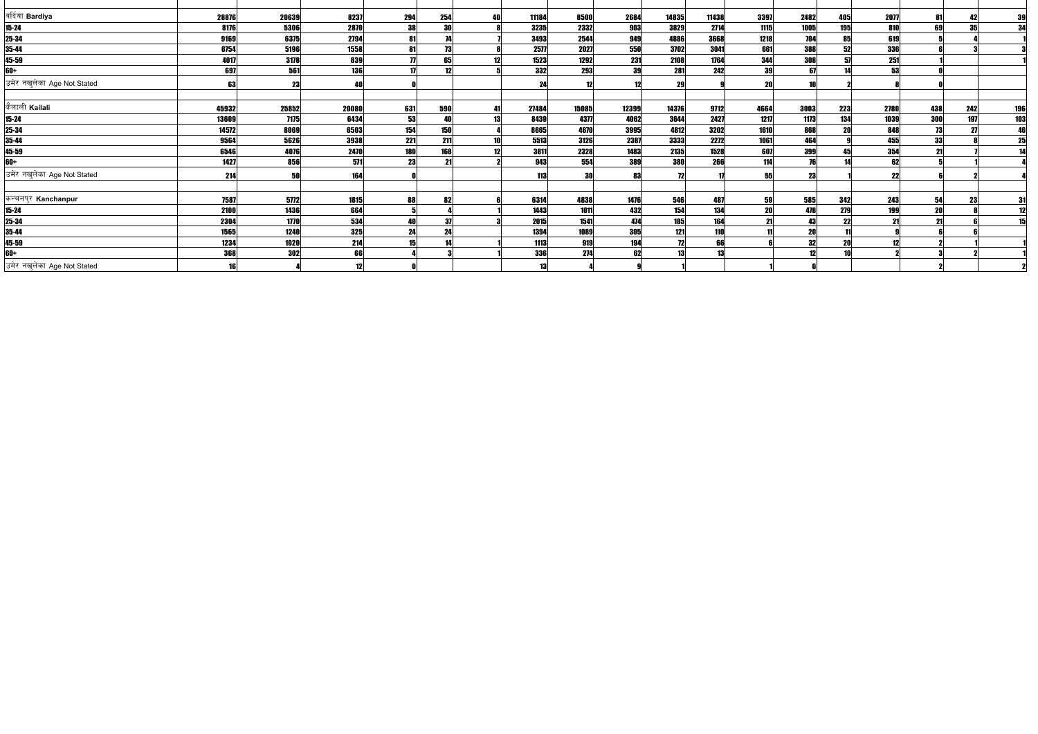| | | | | | | | | | | | | | | | | | | |
|---|---|---|---|---|---|---|---|---|---|---|---|---|---|---|---|---|---|---|
| बर्दिया **Bardiya** | 28876 | 20639 | 8237 | 294 | 254 | 40 | 11184 | 8500 | 2684 | 14835 | 11438 | 3397 | 2482 | 405 | 2077 | 81 | 42 | 39 |
| 15-24 | 8176 | 5306 | 2870 | 38 | 30 | 8 | 3235 | 2332 | 903 | 3829 | 2714 | 1115 | 1005 | 195 | 810 | 69 | 35 | 34 |
| 25-34 | 9169 | 6375 | 2794 | 81 | 74 | 7 | 3493 | 2544 | 949 | 4886 | 3668 | 1218 | 704 | 85 | 619 | 5 | 4 | 1 |
| 35-44 | 6754 | 5196 | 1558 | 81 | 73 | 8 | 2577 | 2027 | 550 | 3702 | 3041 | 661 | 388 | 52 | 336 | 6 | 3 | 3 |
| 45-59 | 4017 | 3178 | 839 | 77 | 65 | 12 | 1523 | 1292 | 231 | 2108 | 1764 | 344 | 308 | 57 | 251 | 1 | | 1 |
| 60+ | 697 | 561 | 136 | 17 | 12 | 5 | 332 | 293 | 39 | 281 | 242 | 39 | 67 | 14 | 53 | 0 | | |
| उमेर नखुलेका Age Not Stated | 63 | 23 | 40 | 0 | | | 24 | 12 | 12 | 29 | 9 | 20 | 10 | 2 | 8 | 0 | | |
| | | | | | | | | | | | | | | | | | | |
| कैलाली **Kailali** | 45932 | 25852 | 20080 | 631 | 590 | 41 | 27484 | 15085 | 12399 | 14376 | 9712 | 4664 | 3003 | 223 | 2780 | 438 | 242 | 196 |
| 15-24 | 13609 | 7175 | 6434 | 53 | 40 | 13 | 8439 | 4377 | 4062 | 3644 | 2427 | 1217 | 1173 | 134 | 1039 | 300 | 197 | 103 |
| 25-34 | 14572 | 8069 | 6503 | 154 | 150 | 4 | 8665 | 4670 | 3995 | 4812 | 3202 | 1610 | 868 | 20 | 848 | 73 | 27 | 46 |
| 35-44 | 9564 | 5626 | 3938 | 221 | 211 | 10 | 5513 | 3126 | 2387 | 3333 | 2272 | 1061 | 464 | 9 | 455 | 33 | 8 | 25 |
| 45-59 | 6546 | 4076 | 2470 | 180 | 168 | 12 | 3811 | 2328 | 1483 | 2135 | 1528 | 607 | 399 | 45 | 354 | 21 | 7 | 14 |
| 60+ | 1427 | 856 | 571 | 23 | 21 | 2 | 943 | 554 | 389 | 380 | 266 | 114 | 76 | 14 | 62 | 5 | 1 | 4 |
| उमेर नखुलेका Age Not Stated | 214 | 50 | 164 | 0 | | | 113 | 30 | 83 | 72 | 17 | 55 | 23 | 1 | 22 | 6 | 2 | 4 |
| | | | | | | | | | | | | | | | | | | |
| कन्चनपुर **Kanchanpur** | 7587 | 5772 | 1815 | 88 | 82 | 6 | 6314 | 4838 | 1476 | 546 | 487 | 59 | 585 | 342 | 243 | 54 | 23 | 31 |
| 15-24 | 2100 | 1436 | 664 | 5 | 4 | 1 | 1443 | 1011 | 432 | 154 | 134 | 20 | 478 | 279 | 199 | 20 | 8 | 12 |
| 25-34 | 2304 | 1770 | 534 | 40 | 37 | 3 | 2015 | 1541 | 474 | 185 | 164 | 21 | 43 | 22 | 21 | 21 | 6 | 15 |
| 35-44 | 1565 | 1240 | 325 | 24 | 24 | | 1394 | 1089 | 305 | 121 | 110 | 11 | 20 | 11 | 9 | 6 | 6 | |
| 45-59 | 1234 | 1020 | 214 | 15 | 14 | 1 | 1113 | 919 | 194 | 72 | 66 | 6 | 32 | 20 | 12 | 2 | 1 | 1 |
| 60+ | 368 | 302 | 66 | 4 | 3 | 1 | 336 | 274 | 62 | 13 | 13 | | 12 | 10 | 2 | 3 | 2 | 1 |
| उमेर नखुलेका Age Not Stated | 16 | 4 | 12 | 0 | | | 13 | 4 | 9 | 1 | | 1 | 0 | | | 2 | | 2 |